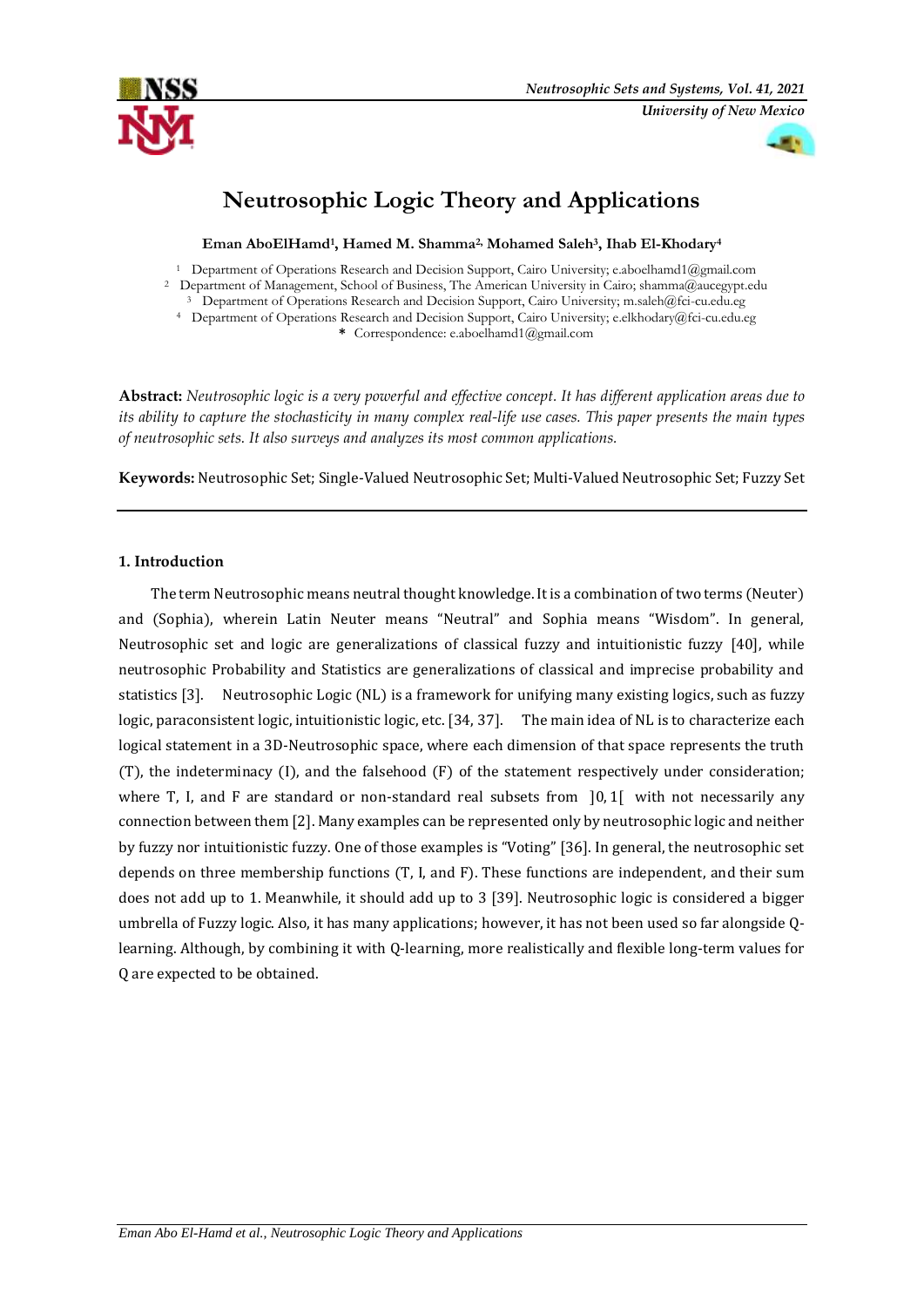# Neutrosophic Logic Theory and Applications

**Eman AboElHamd[1], Hamed M. Shamma[2], Mohamed Saleh[3], Ihab El-Khodary[4]**

[1] Department of Operations Research and Decision Support, Cairo University; e.aboelhamd1@gmail.com
[2] Department of Management, School of Business, The American University in Cairo; shamma@aucegypt.edu
[3] Department of Operations Research and Decision Support, Cairo University; m.saleh@fci-cu.edu.eg
[4] Department of Operations Research and Decision Support, Cairo University; e.elkhodary@fci-cu.edu.eg
\* Correspondence: e.aboelhamd1@gmail.com

**Abstract:** *Neutrosophic logic is a very powerful and effective concept. It has different application areas due to its ability to capture the stochasticity in many complex real-life use cases. This paper presents the main types of neutrosophic sets. It also surveys and analyzes its most common applications.*

**Keywords:** Neutrosophic Set; Single-Valued Neutrosophic Set; Multi-Valued Neutrosophic Set; Fuzzy Set

## 1. Introduction

The term Neutrosophic means neutral thought knowledge. It is a combination of two terms (Neuter) and (Sophia), wherein Latin Neuter means "Neutral" and Sophia means "Wisdom". In general, Neutrosophic set and logic are generalizations of classical fuzzy and intuitionistic fuzzy [40], while neutrosophic Probability and Statistics are generalizations of classical and imprecise probability and statistics [3]. Neutrosophic Logic (NL) is a framework for unifying many existing logics, such as fuzzy logic, paraconsistent logic, intuitionistic logic, etc. [34, 37]. The main idea of NL is to characterize each logical statement in a 3D-Neutrosophic space, where each dimension of that space represents the truth (T), the indeterminacy (I), and the falsehood (F) of the statement respectively under consideration; where T, I, and F are standard or non-standard real subsets from $]0, 1[$ with not necessarily any connection between them [2]. Many examples can be represented only by neutrosophic logic and neither by fuzzy nor intuitionistic fuzzy. One of those examples is "Voting" [36]. In general, the neutrosophic set depends on three membership functions (T, I, and F). These functions are independent, and their sum does not add up to 1. Meanwhile, it should add up to 3 [39]. Neutrosophic logic is considered a bigger umbrella of Fuzzy logic. Also, it has many applications; however, it has not been used so far alongside Q-learning. Although, by combining it with Q-learning, more realistically and flexible long-term values for Q are expected to be obtained.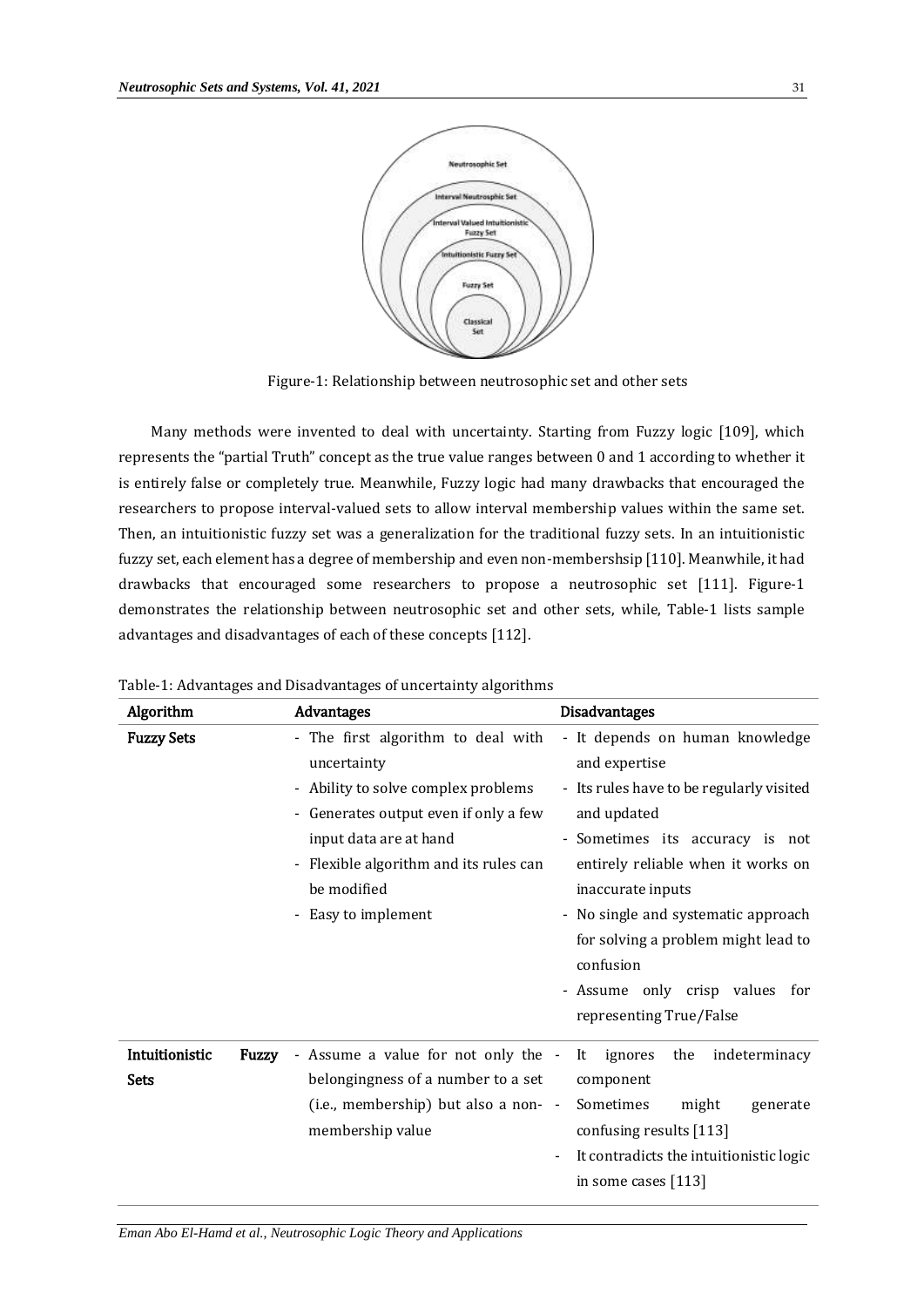Figure-1: Relationship between neutrosophic set and other sets

Many methods were invented to deal with uncertainty. Starting from Fuzzy logic [109], which represents the "partial Truth" concept as the true value ranges between 0 and 1 according to whether it is entirely false or completely true. Meanwhile, Fuzzy logic had many drawbacks that encouraged the researchers to propose interval-valued sets to allow interval membership values within the same set. Then, an intuitionistic fuzzy set was a generalization for the traditional fuzzy sets. In an intuitionistic fuzzy set, each element has a degree of membership and even non-membershsip [110]. Meanwhile, it had drawbacks that encouraged some researchers to propose a neutrosophic set [111]. Figure-1 demonstrates the relationship between neutrosophic set and other sets, while, Table-1 lists sample advantages and disadvantages of each of these concepts [112].

Table-1: Advantages and Disadvantages of uncertainty algorithms

| Algorithm | Advantages | Disadvantages |
|---|---|---|
| **Fuzzy Sets** | - The first algorithm to deal with uncertainty<br>- Ability to solve complex problems<br>- Generates output even if only a few input data are at hand<br>- Flexible algorithm and its rules can be modified<br>- Easy to implement | - It depends on human knowledge and expertise<br>- Its rules have to be regularly visited and updated<br>- Sometimes its accuracy is not entirely reliable when it works on inaccurate inputs<br>- No single and systematic approach for solving a problem might lead to confusion<br>- Assume only crisp values for representing True/False |
| **Intuitionistic Fuzzy Sets** | - Assume a value for not only the belongingness of a number to a set (i.e., membership) but also a non-membership value | - It ignores the indeterminacy component<br>- Sometimes might generate confusing results [113]<br>- It contradicts the intuitionistic logic in some cases [113] |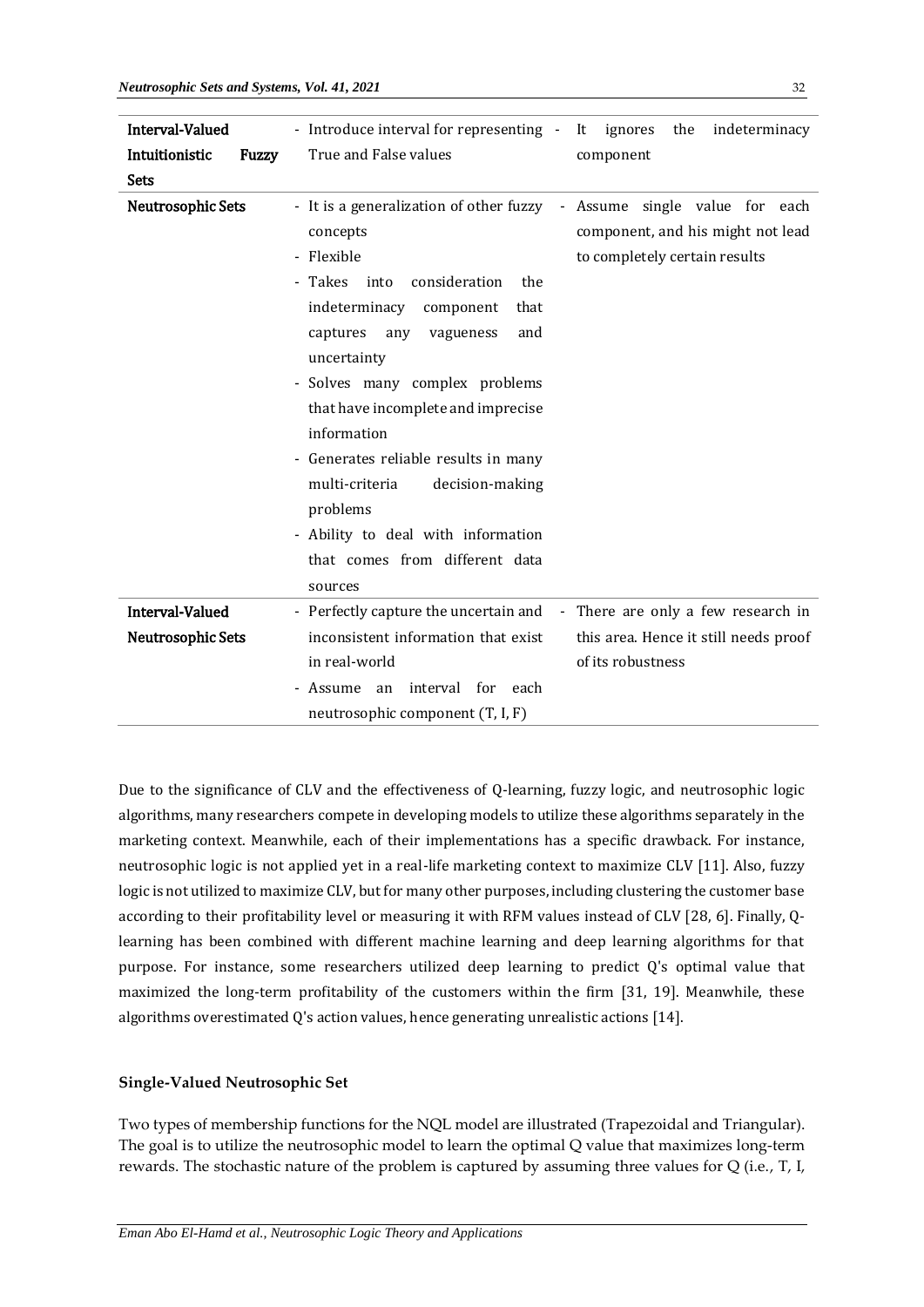| | | |
|---|---|---|
| **Interval-Valued Intuitionistic Fuzzy Sets** | - Introduce interval for representing True and False values | - It ignores the indeterminacy component |
| **Neutrosophic Sets** | - It is a generalization of other fuzzy concepts<br>- Flexible<br>- Takes into consideration the indeterminacy component that captures any vagueness and uncertainty<br>- Solves many complex problems that have incomplete and imprecise information<br>- Generates reliable results in many multi-criteria decision-making problems<br>- Ability to deal with information that comes from different data sources | - Assume single value for each component, and his might not lead to completely certain results |
| **Interval-Valued Neutrosophic Sets** | - Perfectly capture the uncertain and inconsistent information that exist in real-world<br>- Assume an interval for each neutrosophic component (T, I, F) | - There are only a few research in this area. Hence it still needs proof of its robustness |

Due to the significance of CLV and the effectiveness of Q-learning, fuzzy logic, and neutrosophic logic algorithms, many researchers compete in developing models to utilize these algorithms separately in the marketing context. Meanwhile, each of their implementations has a specific drawback. For instance, neutrosophic logic is not applied yet in a real-life marketing context to maximize CLV [11]. Also, fuzzy logic is not utilized to maximize CLV, but for many other purposes, including clustering the customer base according to their profitability level or measuring it with RFM values instead of CLV [28, 6]. Finally, Q-learning has been combined with different machine learning and deep learning algorithms for that purpose. For instance, some researchers utilized deep learning to predict Q's optimal value that maximized the long-term profitability of the customers within the firm [31, 19]. Meanwhile, these algorithms overestimated Q's action values, hence generating unrealistic actions [14].

### Single-Valued Neutrosophic Set

Two types of membership functions for the NQL model are illustrated (Trapezoidal and Triangular). The goal is to utilize the neutrosophic model to learn the optimal Q value that maximizes long-term rewards. The stochastic nature of the problem is captured by assuming three values for Q (i.e., T, I,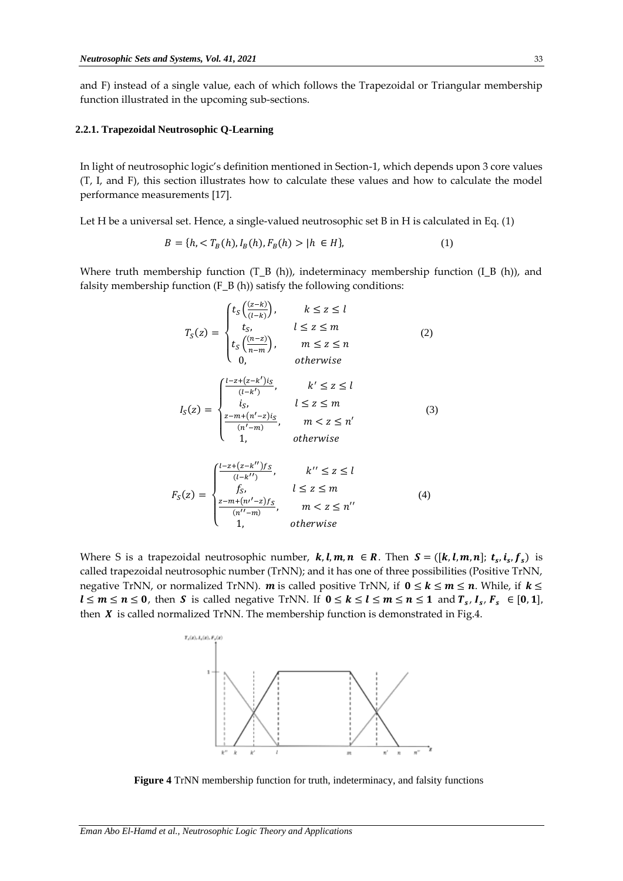and F) instead of a single value, each of which follows the Trapezoidal or Triangular membership function illustrated in the upcoming sub-sections.

### 2.2.1. Trapezoidal Neutrosophic Q-Learning

In light of neutrosophic logic's definition mentioned in Section-1, which depends upon 3 core values (T, I, and F), this section illustrates how to calculate these values and how to calculate the model performance measurements [17].

Let H be a universal set. Hence, a single-valued neutrosophic set B in H is calculated in Eq. (1)

$$B = \{h, < T_B(h), I_B(h), F_B(h) > | h \in H\}, \tag{1}$$

Where truth membership function (T_B (h)), indeterminacy membership function (I_B (h)), and falsity membership function (F_B (h)) satisfy the following conditions:

$$T_S(z) = \begin{cases} t_S\left(\frac{(z-k)}{(l-k)}\right), & k \le z \le l \\ t_S, & l \le z \le m \\ t_S\left(\frac{(n-z)}{n-m}\right), & m \le z \le n \\ 0, & otherwise \end{cases} \tag{2}$$

$$I_S(z) = \begin{cases} \frac{l-z+(z-k')i_S}{(l-k')}, & k' \le z \le l \\ i_S, & l \le z \le m \\ \frac{z-m+(n'-z)i_S}{(n'-m)}, & m < z \le n' \\ 1, & otherwise \end{cases} \tag{3}$$

$$F_S(z) = \begin{cases} \frac{l-z+(z-k'')f_S}{(l-k'')}, & k'' \le z \le l \\ f_S, & l \le z \le m \\ \frac{z-m+(n''-z)f_S}{(n''-m)}, & m < z \le n'' \\ 1, & otherwise \end{cases} \tag{4}$$

Where S is a trapezoidal neutrosophic number, $\boldsymbol{k}, \boldsymbol{l}, \boldsymbol{m}, \boldsymbol{n} \in \boldsymbol{R}$. Then $\boldsymbol{S} = ([\boldsymbol{k}, \boldsymbol{l}, \boldsymbol{m}, \boldsymbol{n}]; \boldsymbol{t_s}, \boldsymbol{i_s}, \boldsymbol{f_s})$ is called trapezoidal neutrosophic number (TrNN); and it has one of three possibilities (Positive TrNN, negative TrNN, or normalized TrNN). $\boldsymbol{m}$ is called positive TrNN, if $\boldsymbol{0} \le \boldsymbol{k} \le \boldsymbol{m} \le \boldsymbol{n}$. While, if $\boldsymbol{k} \le \boldsymbol{l} \le \boldsymbol{m} \le \boldsymbol{n} \le \boldsymbol{0}$, then $\boldsymbol{S}$ is called negative TrNN. If $\boldsymbol{0} \le \boldsymbol{k} \le \boldsymbol{l} \le \boldsymbol{m} \le \boldsymbol{n} \le \boldsymbol{1}$ and $\boldsymbol{T_s}, \boldsymbol{I_s}, \boldsymbol{F_s} \in [\boldsymbol{0}, \boldsymbol{1}]$, then $\boldsymbol{X}$ is called normalized TrNN. The membership function is demonstrated in Fig.4.

**Figure 4** TrNN membership function for truth, indeterminacy, and falsity functions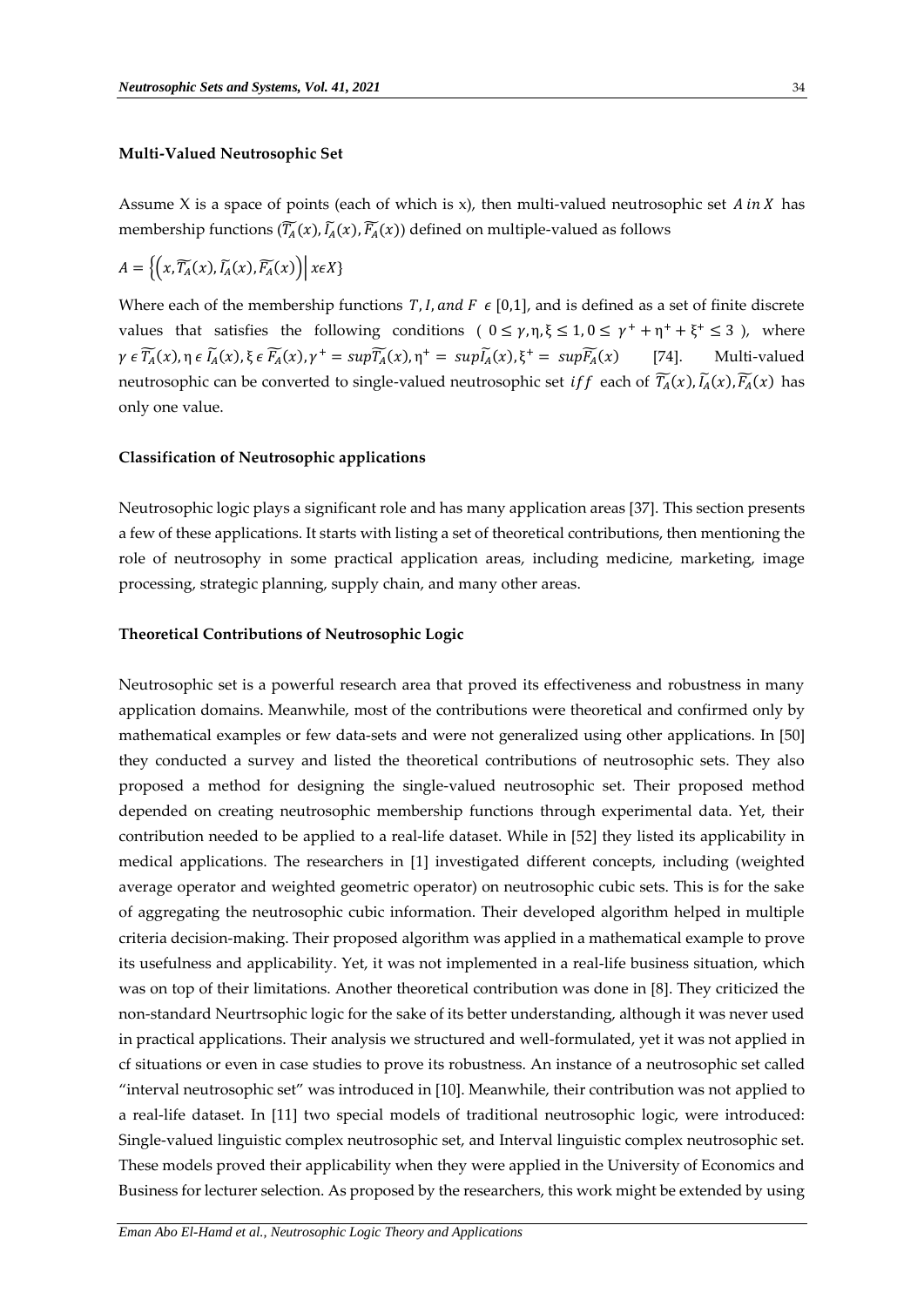### Multi-Valued Neutrosophic Set

Assume X is a space of points (each of which is x), then multi-valued neutrosophic set $A\ in\ X$ has membership functions $(\widetilde{T_A}(x), \widetilde{I_A}(x), \widetilde{F_A}(x))$ defined on multiple-valued as follows

$$A = \{(x, \widetilde{T_A}(x), \widetilde{I_A}(x), \widetilde{F_A}(x)) | x \epsilon X\}$$

Where each of the membership functions $T, I, and\ F\ \epsilon\ [0,1]$, and is defined as a set of finite discrete values that satisfies the following conditions ( $0 \leq \gamma, \eta, \xi \leq 1, 0 \leq \gamma^+ + \eta^+ + \xi^+ \leq 3$ ), where $\gamma\ \epsilon\ \widetilde{T_A}(x), \eta\ \epsilon\ \widetilde{I_A}(x), \xi\ \epsilon\ \widetilde{F_A}(x), \gamma^+ = sup\widetilde{T_A}(x), \eta^+ = sup\widetilde{I_A}(x), \xi^+ = sup\widetilde{F_A}(x)$ [74]. Multi-valued neutrosophic can be converted to single-valued neutrosophic set $iff$ each of $\widetilde{T_A}(x), \widetilde{I_A}(x), \widetilde{F_A}(x)$ has only one value.

### Classification of Neutrosophic applications

Neutrosophic logic plays a significant role and has many application areas [37]. This section presents a few of these applications. It starts with listing a set of theoretical contributions, then mentioning the role of neutrosophy in some practical application areas, including medicine, marketing, image processing, strategic planning, supply chain, and many other areas.

### Theoretical Contributions of Neutrosophic Logic

Neutrosophic set is a powerful research area that proved its effectiveness and robustness in many application domains. Meanwhile, most of the contributions were theoretical and confirmed only by mathematical examples or few data-sets and were not generalized using other applications. In [50] they conducted a survey and listed the theoretical contributions of neutrosophic sets. They also proposed a method for designing the single-valued neutrosophic set. Their proposed method depended on creating neutrosophic membership functions through experimental data. Yet, their contribution needed to be applied to a real-life dataset. While in [52] they listed its applicability in medical applications. The researchers in [1] investigated different concepts, including (weighted average operator and weighted geometric operator) on neutrosophic cubic sets. This is for the sake of aggregating the neutrosophic cubic information. Their developed algorithm helped in multiple criteria decision-making. Their proposed algorithm was applied in a mathematical example to prove its usefulness and applicability. Yet, it was not implemented in a real-life business situation, which was on top of their limitations. Another theoretical contribution was done in [8]. They criticized the non-standard Neurtrsophic logic for the sake of its better understanding, although it was never used in practical applications. Their analysis we structured and well-formulated, yet it was not applied in cf situations or even in case studies to prove its robustness. An instance of a neutrosophic set called "interval neutrosophic set" was introduced in [10]. Meanwhile, their contribution was not applied to a real-life dataset. In [11] two special models of traditional neutrosophic logic, were introduced: Single-valued linguistic complex neutrosophic set, and Interval linguistic complex neutrosophic set. These models proved their applicability when they were applied in the University of Economics and Business for lecturer selection. As proposed by the researchers, this work might be extended by using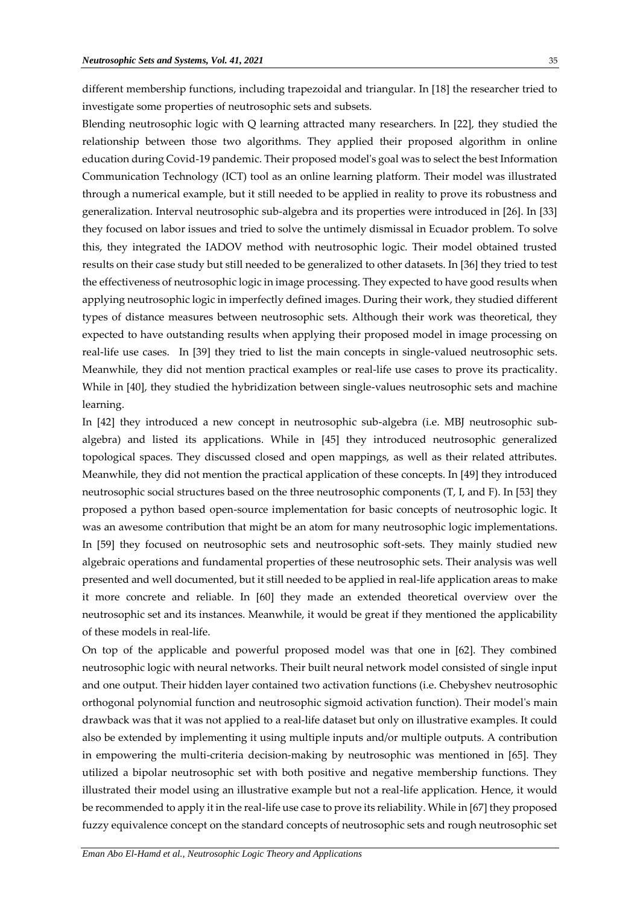different membership functions, including trapezoidal and triangular. In [18] the researcher tried to investigate some properties of neutrosophic sets and subsets.

Blending neutrosophic logic with Q learning attracted many researchers. In [22], they studied the relationship between those two algorithms. They applied their proposed algorithm in online education during Covid-19 pandemic. Their proposed model's goal was to select the best Information Communication Technology (ICT) tool as an online learning platform. Their model was illustrated through a numerical example, but it still needed to be applied in reality to prove its robustness and generalization. Interval neutrosophic sub-algebra and its properties were introduced in [26]. In [33] they focused on labor issues and tried to solve the untimely dismissal in Ecuador problem. To solve this, they integrated the IADOV method with neutrosophic logic. Their model obtained trusted results on their case study but still needed to be generalized to other datasets. In [36] they tried to test the effectiveness of neutrosophic logic in image processing. They expected to have good results when applying neutrosophic logic in imperfectly defined images. During their work, they studied different types of distance measures between neutrosophic sets. Although their work was theoretical, they expected to have outstanding results when applying their proposed model in image processing on real-life use cases. In [39] they tried to list the main concepts in single-valued neutrosophic sets. Meanwhile, they did not mention practical examples or real-life use cases to prove its practicality. While in [40], they studied the hybridization between single-values neutrosophic sets and machine learning.

In [42] they introduced a new concept in neutrosophic sub-algebra (i.e. MBJ neutrosophic sub-algebra) and listed its applications. While in [45] they introduced neutrosophic generalized topological spaces. They discussed closed and open mappings, as well as their related attributes. Meanwhile, they did not mention the practical application of these concepts. In [49] they introduced neutrosophic social structures based on the three neutrosophic components (T, I, and F). In [53] they proposed a python based open-source implementation for basic concepts of neutrosophic logic. It was an awesome contribution that might be an atom for many neutrosophic logic implementations. In [59] they focused on neutrosophic sets and neutrosophic soft-sets. They mainly studied new algebraic operations and fundamental properties of these neutrosophic sets. Their analysis was well presented and well documented, but it still needed to be applied in real-life application areas to make it more concrete and reliable. In [60] they made an extended theoretical overview over the neutrosophic set and its instances. Meanwhile, it would be great if they mentioned the applicability of these models in real-life.

On top of the applicable and powerful proposed model was that one in [62]. They combined neutrosophic logic with neural networks. Their built neural network model consisted of single input and one output. Their hidden layer contained two activation functions (i.e. Chebyshev neutrosophic orthogonal polynomial function and neutrosophic sigmoid activation function). Their model's main drawback was that it was not applied to a real-life dataset but only on illustrative examples. It could also be extended by implementing it using multiple inputs and/or multiple outputs. A contribution in empowering the multi-criteria decision-making by neutrosophic was mentioned in [65]. They utilized a bipolar neutrosophic set with both positive and negative membership functions. They illustrated their model using an illustrative example but not a real-life application. Hence, it would be recommended to apply it in the real-life use case to prove its reliability. While in [67] they proposed fuzzy equivalence concept on the standard concepts of neutrosophic sets and rough neutrosophic set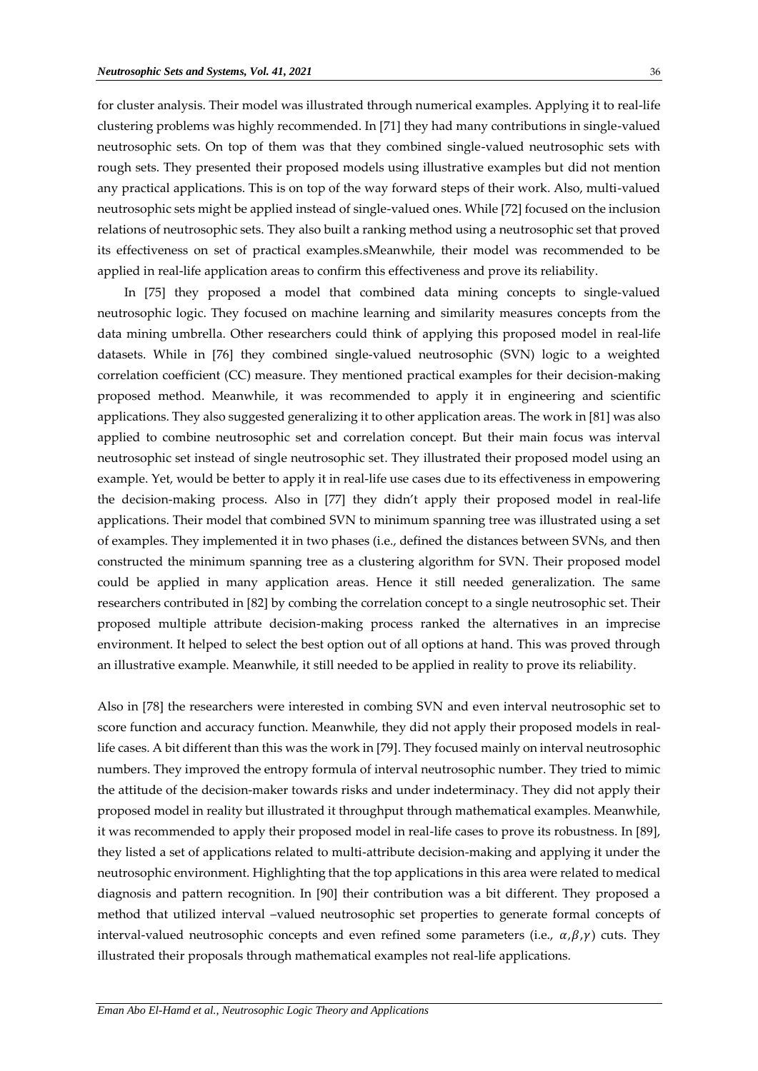for cluster analysis. Their model was illustrated through numerical examples. Applying it to real-life clustering problems was highly recommended. In [71] they had many contributions in single-valued neutrosophic sets. On top of them was that they combined single-valued neutrosophic sets with rough sets. They presented their proposed models using illustrative examples but did not mention any practical applications. This is on top of the way forward steps of their work. Also, multi-valued neutrosophic sets might be applied instead of single-valued ones. While [72] focused on the inclusion relations of neutrosophic sets. They also built a ranking method using a neutrosophic set that proved its effectiveness on set of practical examples.sMeanwhile, their model was recommended to be applied in real-life application areas to confirm this effectiveness and prove its reliability.

In [75] they proposed a model that combined data mining concepts to single-valued neutrosophic logic. They focused on machine learning and similarity measures concepts from the data mining umbrella. Other researchers could think of applying this proposed model in real-life datasets. While in [76] they combined single-valued neutrosophic (SVN) logic to a weighted correlation coefficient (CC) measure. They mentioned practical examples for their decision-making proposed method. Meanwhile, it was recommended to apply it in engineering and scientific applications. They also suggested generalizing it to other application areas. The work in [81] was also applied to combine neutrosophic set and correlation concept. But their main focus was interval neutrosophic set instead of single neutrosophic set. They illustrated their proposed model using an example. Yet, would be better to apply it in real-life use cases due to its effectiveness in empowering the decision-making process. Also in [77] they didn't apply their proposed model in real-life applications. Their model that combined SVN to minimum spanning tree was illustrated using a set of examples. They implemented it in two phases (i.e., defined the distances between SVNs, and then constructed the minimum spanning tree as a clustering algorithm for SVN. Their proposed model could be applied in many application areas. Hence it still needed generalization. The same researchers contributed in [82] by combing the correlation concept to a single neutrosophic set. Their proposed multiple attribute decision-making process ranked the alternatives in an imprecise environment. It helped to select the best option out of all options at hand. This was proved through an illustrative example. Meanwhile, it still needed to be applied in reality to prove its reliability.

Also in [78] the researchers were interested in combing SVN and even interval neutrosophic set to score function and accuracy function. Meanwhile, they did not apply their proposed models in real-life cases. A bit different than this was the work in [79]. They focused mainly on interval neutrosophic numbers. They improved the entropy formula of interval neutrosophic number. They tried to mimic the attitude of the decision-maker towards risks and under indeterminacy. They did not apply their proposed model in reality but illustrated it throughput through mathematical examples. Meanwhile, it was recommended to apply their proposed model in real-life cases to prove its robustness. In [89], they listed a set of applications related to multi-attribute decision-making and applying it under the neutrosophic environment. Highlighting that the top applications in this area were related to medical diagnosis and pattern recognition. In [90] their contribution was a bit different. They proposed a method that utilized interval –valued neutrosophic set properties to generate formal concepts of interval-valued neutrosophic concepts and even refined some parameters (i.e., $\alpha,\beta,\gamma$) cuts. They illustrated their proposals through mathematical examples not real-life applications.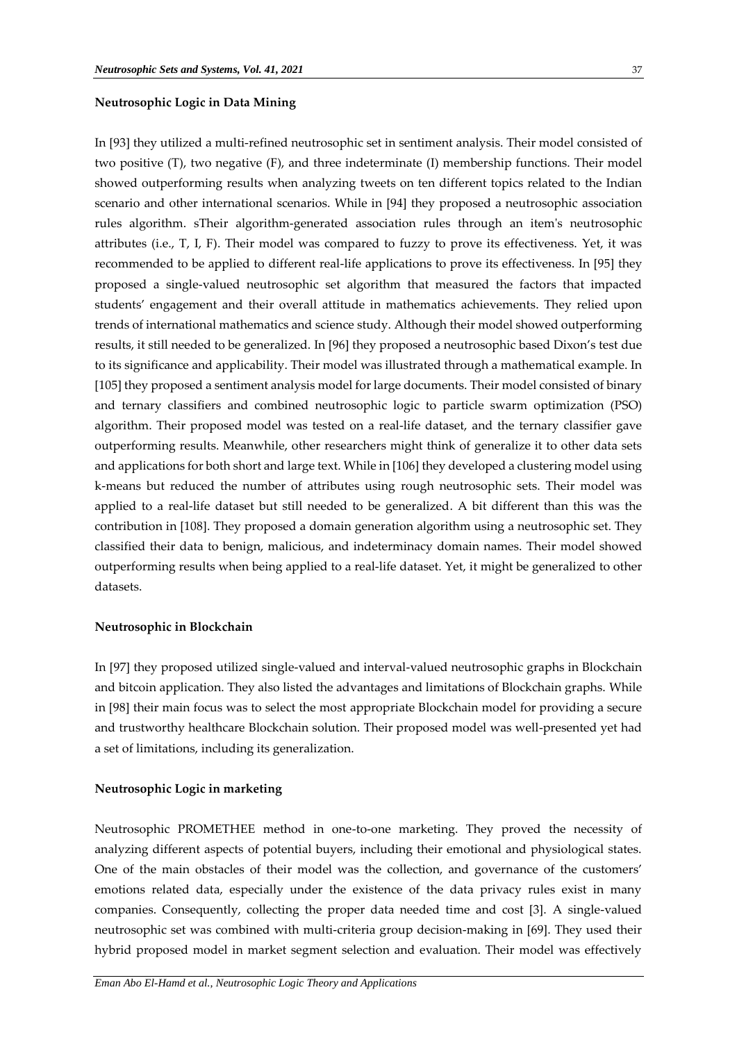**Neutrosophic Logic in Data Mining**

In [93] they utilized a multi-refined neutrosophic set in sentiment analysis. Their model consisted of two positive (T), two negative (F), and three indeterminate (I) membership functions. Their model showed outperforming results when analyzing tweets on ten different topics related to the Indian scenario and other international scenarios. While in [94] they proposed a neutrosophic association rules algorithm. sTheir algorithm-generated association rules through an item's neutrosophic attributes (i.e., T, I, F). Their model was compared to fuzzy to prove its effectiveness. Yet, it was recommended to be applied to different real-life applications to prove its effectiveness. In [95] they proposed a single-valued neutrosophic set algorithm that measured the factors that impacted students' engagement and their overall attitude in mathematics achievements. They relied upon trends of international mathematics and science study. Although their model showed outperforming results, it still needed to be generalized. In [96] they proposed a neutrosophic based Dixon's test due to its significance and applicability. Their model was illustrated through a mathematical example. In [105] they proposed a sentiment analysis model for large documents. Their model consisted of binary and ternary classifiers and combined neutrosophic logic to particle swarm optimization (PSO) algorithm. Their proposed model was tested on a real-life dataset, and the ternary classifier gave outperforming results. Meanwhile, other researchers might think of generalize it to other data sets and applications for both short and large text. While in [106] they developed a clustering model using k-means but reduced the number of attributes using rough neutrosophic sets. Their model was applied to a real-life dataset but still needed to be generalized. A bit different than this was the contribution in [108]. They proposed a domain generation algorithm using a neutrosophic set. They classified their data to benign, malicious, and indeterminacy domain names. Their model showed outperforming results when being applied to a real-life dataset. Yet, it might be generalized to other datasets.

**Neutrosophic in Blockchain**

In [97] they proposed utilized single-valued and interval-valued neutrosophic graphs in Blockchain and bitcoin application. They also listed the advantages and limitations of Blockchain graphs. While in [98] their main focus was to select the most appropriate Blockchain model for providing a secure and trustworthy healthcare Blockchain solution. Their proposed model was well-presented yet had a set of limitations, including its generalization.

**Neutrosophic Logic in marketing**

Neutrosophic PROMETHEE method in one-to-one marketing. They proved the necessity of analyzing different aspects of potential buyers, including their emotional and physiological states. One of the main obstacles of their model was the collection, and governance of the customers' emotions related data, especially under the existence of the data privacy rules exist in many companies. Consequently, collecting the proper data needed time and cost [3]. A single-valued neutrosophic set was combined with multi-criteria group decision-making in [69]. They used their hybrid proposed model in market segment selection and evaluation. Their model was effectively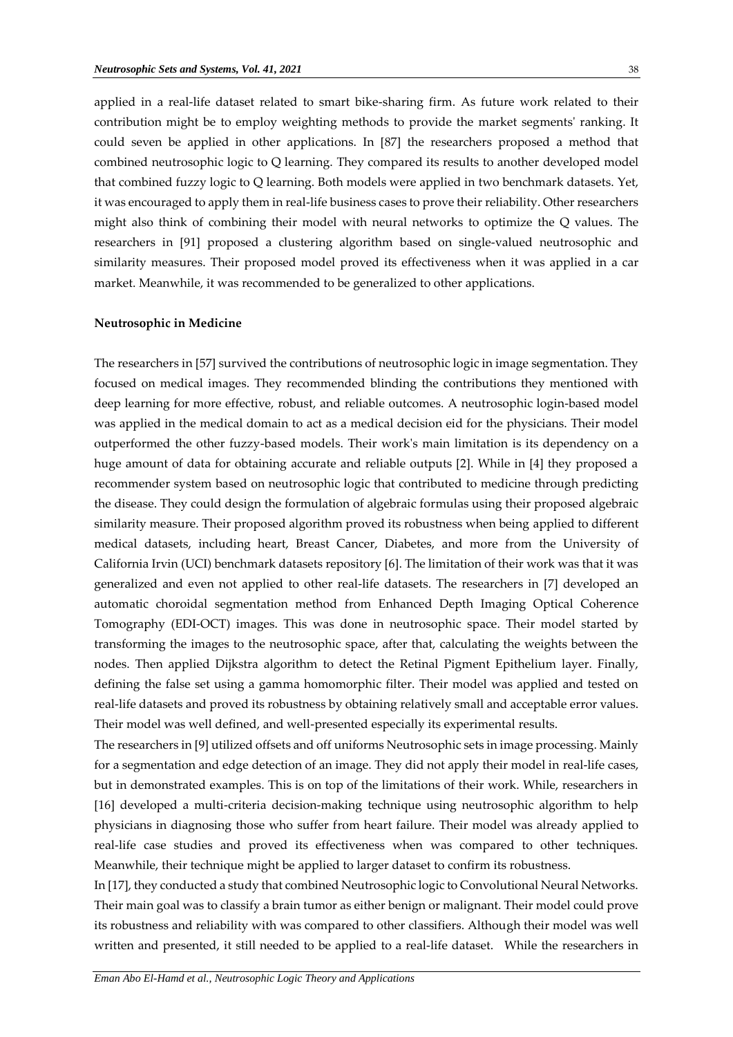applied in a real-life dataset related to smart bike-sharing firm. As future work related to their contribution might be to employ weighting methods to provide the market segments' ranking. It could seven be applied in other applications. In [87] the researchers proposed a method that combined neutrosophic logic to Q learning. They compared its results to another developed model that combined fuzzy logic to Q learning. Both models were applied in two benchmark datasets. Yet, it was encouraged to apply them in real-life business cases to prove their reliability. Other researchers might also think of combining their model with neural networks to optimize the Q values. The researchers in [91] proposed a clustering algorithm based on single-valued neutrosophic and similarity measures. Their proposed model proved its effectiveness when it was applied in a car market. Meanwhile, it was recommended to be generalized to other applications.

**Neutrosophic in Medicine**

The researchers in [57] survived the contributions of neutrosophic logic in image segmentation. They focused on medical images. They recommended blinding the contributions they mentioned with deep learning for more effective, robust, and reliable outcomes. A neutrosophic login-based model was applied in the medical domain to act as a medical decision eid for the physicians. Their model outperformed the other fuzzy-based models. Their work's main limitation is its dependency on a huge amount of data for obtaining accurate and reliable outputs [2]. While in [4] they proposed a recommender system based on neutrosophic logic that contributed to medicine through predicting the disease. They could design the formulation of algebraic formulas using their proposed algebraic similarity measure. Their proposed algorithm proved its robustness when being applied to different medical datasets, including heart, Breast Cancer, Diabetes, and more from the University of California Irvin (UCI) benchmark datasets repository [6]. The limitation of their work was that it was generalized and even not applied to other real-life datasets. The researchers in [7] developed an automatic choroidal segmentation method from Enhanced Depth Imaging Optical Coherence Tomography (EDI-OCT) images. This was done in neutrosophic space. Their model started by transforming the images to the neutrosophic space, after that, calculating the weights between the nodes. Then applied Dijkstra algorithm to detect the Retinal Pigment Epithelium layer. Finally, defining the false set using a gamma homomorphic filter. Their model was applied and tested on real-life datasets and proved its robustness by obtaining relatively small and acceptable error values. Their model was well defined, and well-presented especially its experimental results.

The researchers in [9] utilized offsets and off uniforms Neutrosophic sets in image processing. Mainly for a segmentation and edge detection of an image. They did not apply their model in real-life cases, but in demonstrated examples. This is on top of the limitations of their work. While, researchers in [16] developed a multi-criteria decision-making technique using neutrosophic algorithm to help physicians in diagnosing those who suffer from heart failure. Their model was already applied to real-life case studies and proved its effectiveness when was compared to other techniques. Meanwhile, their technique might be applied to larger dataset to confirm its robustness.

In [17], they conducted a study that combined Neutrosophic logic to Convolutional Neural Networks. Their main goal was to classify a brain tumor as either benign or malignant. Their model could prove its robustness and reliability with was compared to other classifiers. Although their model was well written and presented, it still needed to be applied to a real-life dataset. While the researchers in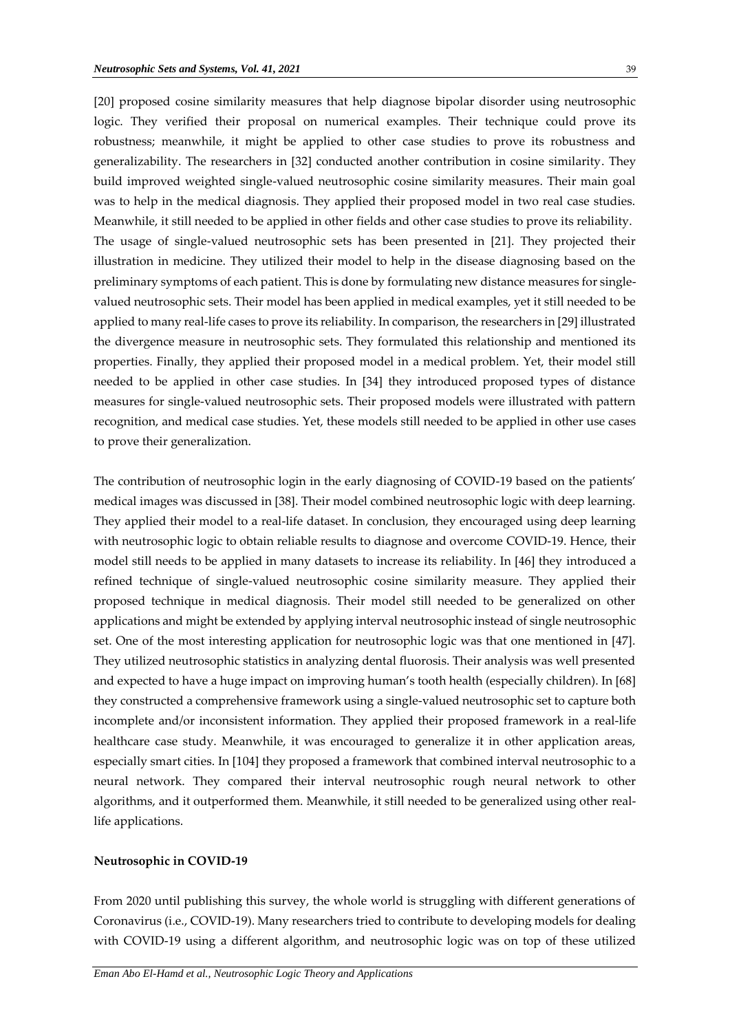[20] proposed cosine similarity measures that help diagnose bipolar disorder using neutrosophic logic. They verified their proposal on numerical examples. Their technique could prove its robustness; meanwhile, it might be applied to other case studies to prove its robustness and generalizability. The researchers in [32] conducted another contribution in cosine similarity. They build improved weighted single-valued neutrosophic cosine similarity measures. Their main goal was to help in the medical diagnosis. They applied their proposed model in two real case studies. Meanwhile, it still needed to be applied in other fields and other case studies to prove its reliability. The usage of single-valued neutrosophic sets has been presented in [21]. They projected their illustration in medicine. They utilized their model to help in the disease diagnosing based on the preliminary symptoms of each patient. This is done by formulating new distance measures for single-valued neutrosophic sets. Their model has been applied in medical examples, yet it still needed to be applied to many real-life cases to prove its reliability. In comparison, the researchers in [29] illustrated the divergence measure in neutrosophic sets. They formulated this relationship and mentioned its properties. Finally, they applied their proposed model in a medical problem. Yet, their model still needed to be applied in other case studies. In [34] they introduced proposed types of distance measures for single-valued neutrosophic sets. Their proposed models were illustrated with pattern recognition, and medical case studies. Yet, these models still needed to be applied in other use cases to prove their generalization.

The contribution of neutrosophic login in the early diagnosing of COVID-19 based on the patients' medical images was discussed in [38]. Their model combined neutrosophic logic with deep learning. They applied their model to a real-life dataset. In conclusion, they encouraged using deep learning with neutrosophic logic to obtain reliable results to diagnose and overcome COVID-19. Hence, their model still needs to be applied in many datasets to increase its reliability. In [46] they introduced a refined technique of single-valued neutrosophic cosine similarity measure. They applied their proposed technique in medical diagnosis. Their model still needed to be generalized on other applications and might be extended by applying interval neutrosophic instead of single neutrosophic set. One of the most interesting application for neutrosophic logic was that one mentioned in [47]. They utilized neutrosophic statistics in analyzing dental fluorosis. Their analysis was well presented and expected to have a huge impact on improving human's tooth health (especially children). In [68] they constructed a comprehensive framework using a single-valued neutrosophic set to capture both incomplete and/or inconsistent information. They applied their proposed framework in a real-life healthcare case study. Meanwhile, it was encouraged to generalize it in other application areas, especially smart cities. In [104] they proposed a framework that combined interval neutrosophic to a neural network. They compared their interval neutrosophic rough neural network to other algorithms, and it outperformed them. Meanwhile, it still needed to be generalized using other real-life applications.

**Neutrosophic in COVID-19**

From 2020 until publishing this survey, the whole world is struggling with different generations of Coronavirus (i.e., COVID-19). Many researchers tried to contribute to developing models for dealing with COVID-19 using a different algorithm, and neutrosophic logic was on top of these utilized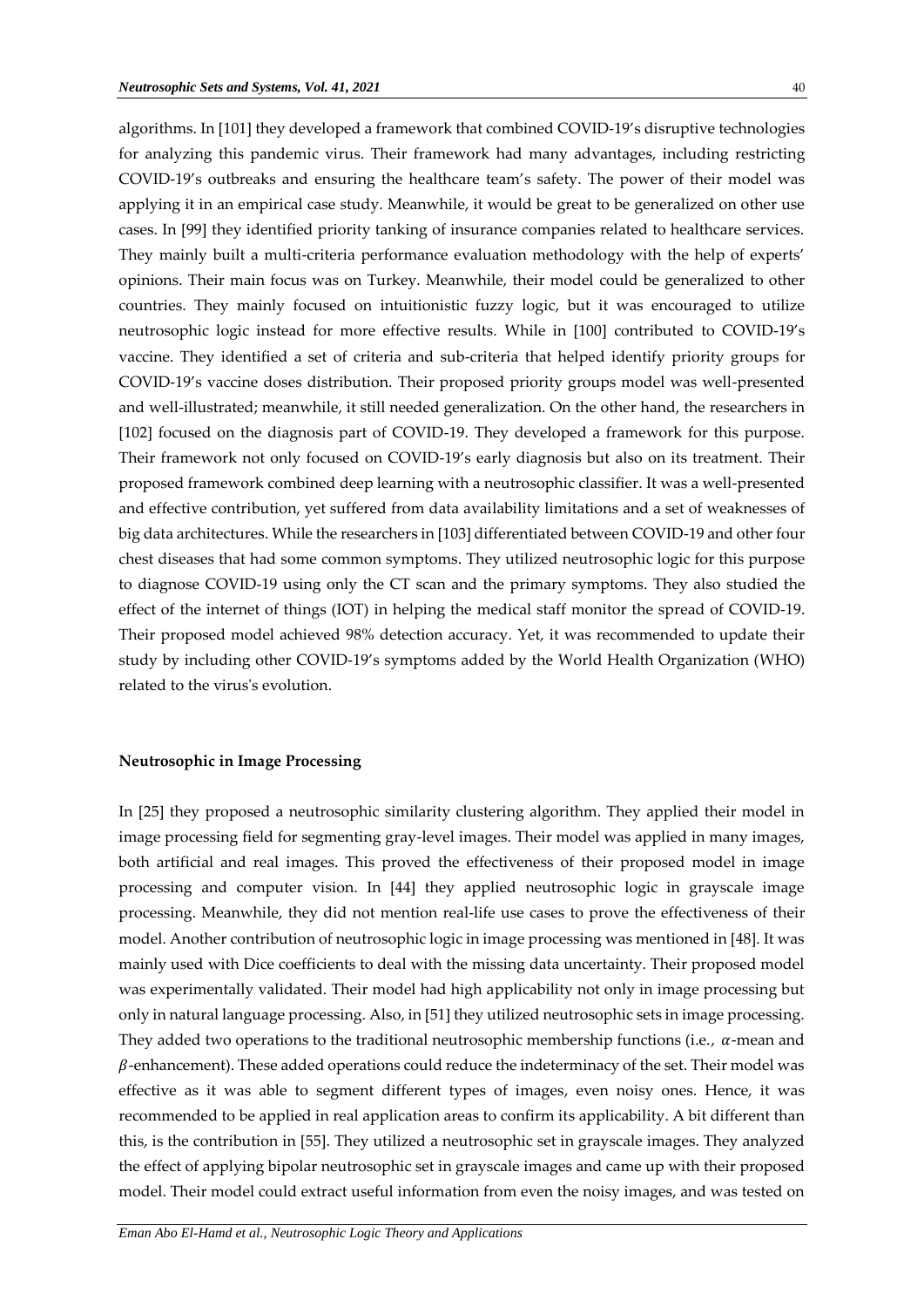algorithms. In [101] they developed a framework that combined COVID-19's disruptive technologies for analyzing this pandemic virus. Their framework had many advantages, including restricting COVID-19's outbreaks and ensuring the healthcare team's safety. The power of their model was applying it in an empirical case study. Meanwhile, it would be great to be generalized on other use cases. In [99] they identified priority tanking of insurance companies related to healthcare services. They mainly built a multi-criteria performance evaluation methodology with the help of experts' opinions. Their main focus was on Turkey. Meanwhile, their model could be generalized to other countries. They mainly focused on intuitionistic fuzzy logic, but it was encouraged to utilize neutrosophic logic instead for more effective results. While in [100] contributed to COVID-19's vaccine. They identified a set of criteria and sub-criteria that helped identify priority groups for COVID-19's vaccine doses distribution. Their proposed priority groups model was well-presented and well-illustrated; meanwhile, it still needed generalization. On the other hand, the researchers in [102] focused on the diagnosis part of COVID-19. They developed a framework for this purpose. Their framework not only focused on COVID-19's early diagnosis but also on its treatment. Their proposed framework combined deep learning with a neutrosophic classifier. It was a well-presented and effective contribution, yet suffered from data availability limitations and a set of weaknesses of big data architectures. While the researchers in [103] differentiated between COVID-19 and other four chest diseases that had some common symptoms. They utilized neutrosophic logic for this purpose to diagnose COVID-19 using only the CT scan and the primary symptoms. They also studied the effect of the internet of things (IOT) in helping the medical staff monitor the spread of COVID-19. Their proposed model achieved 98% detection accuracy. Yet, it was recommended to update their study by including other COVID-19's symptoms added by the World Health Organization (WHO) related to the virus's evolution.

**Neutrosophic in Image Processing**

In [25] they proposed a neutrosophic similarity clustering algorithm. They applied their model in image processing field for segmenting gray-level images. Their model was applied in many images, both artificial and real images. This proved the effectiveness of their proposed model in image processing and computer vision. In [44] they applied neutrosophic logic in grayscale image processing. Meanwhile, they did not mention real-life use cases to prove the effectiveness of their model. Another contribution of neutrosophic logic in image processing was mentioned in [48]. It was mainly used with Dice coefficients to deal with the missing data uncertainty. Their proposed model was experimentally validated. Their model had high applicability not only in image processing but only in natural language processing. Also, in [51] they utilized neutrosophic sets in image processing. They added two operations to the traditional neutrosophic membership functions (i.e., $\alpha$-mean and $\beta$-enhancement). These added operations could reduce the indeterminacy of the set. Their model was effective as it was able to segment different types of images, even noisy ones. Hence, it was recommended to be applied in real application areas to confirm its applicability. A bit different than this, is the contribution in [55]. They utilized a neutrosophic set in grayscale images. They analyzed the effect of applying bipolar neutrosophic set in grayscale images and came up with their proposed model. Their model could extract useful information from even the noisy images, and was tested on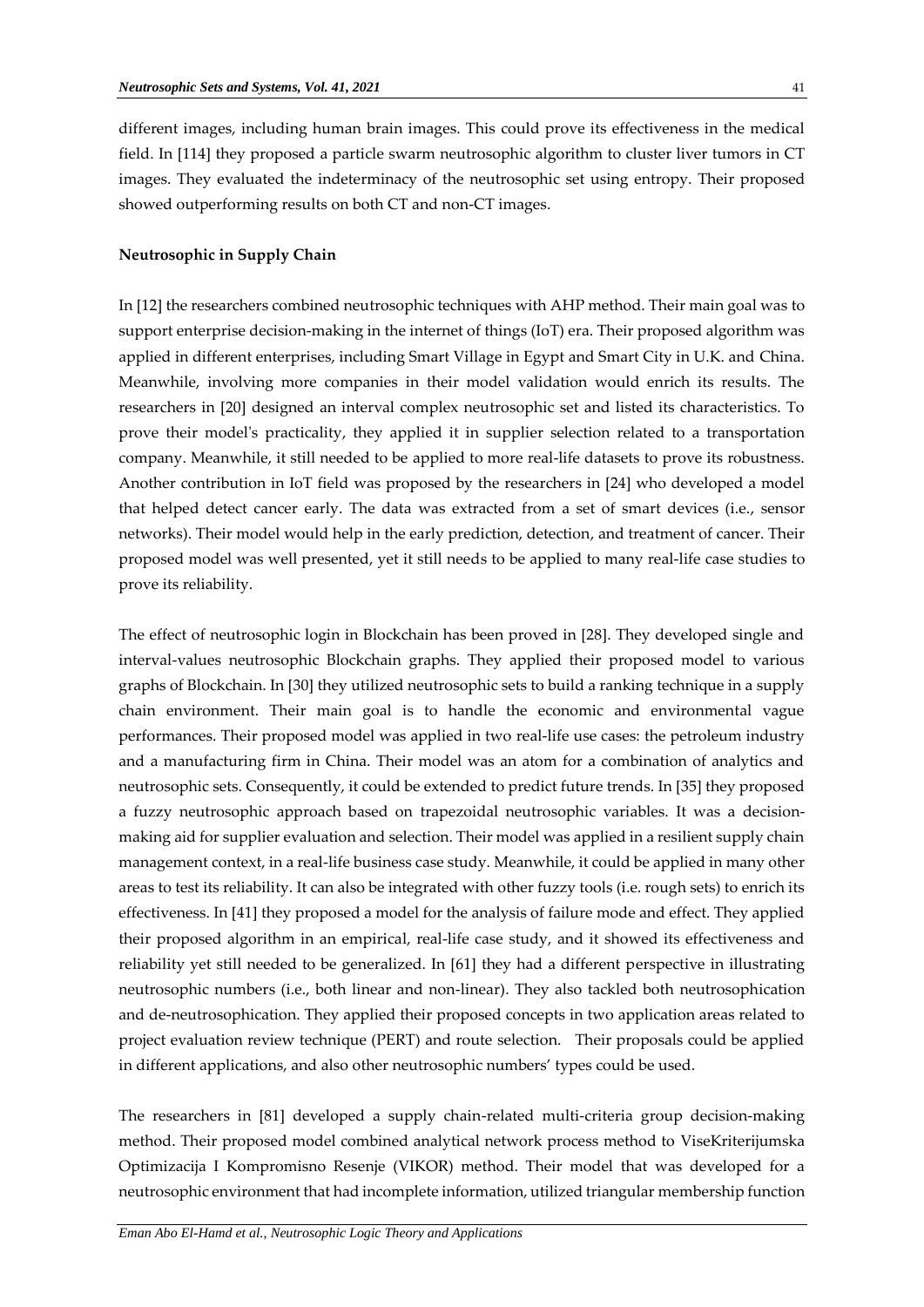different images, including human brain images. This could prove its effectiveness in the medical field. In [114] they proposed a particle swarm neutrosophic algorithm to cluster liver tumors in CT images. They evaluated the indeterminacy of the neutrosophic set using entropy. Their proposed showed outperforming results on both CT and non-CT images.

**Neutrosophic in Supply Chain**

In [12] the researchers combined neutrosophic techniques with AHP method. Their main goal was to support enterprise decision-making in the internet of things (IoT) era. Their proposed algorithm was applied in different enterprises, including Smart Village in Egypt and Smart City in U.K. and China. Meanwhile, involving more companies in their model validation would enrich its results. The researchers in [20] designed an interval complex neutrosophic set and listed its characteristics. To prove their model's practicality, they applied it in supplier selection related to a transportation company. Meanwhile, it still needed to be applied to more real-life datasets to prove its robustness. Another contribution in IoT field was proposed by the researchers in [24] who developed a model that helped detect cancer early. The data was extracted from a set of smart devices (i.e., sensor networks). Their model would help in the early prediction, detection, and treatment of cancer. Their proposed model was well presented, yet it still needs to be applied to many real-life case studies to prove its reliability.

The effect of neutrosophic login in Blockchain has been proved in [28]. They developed single and interval-values neutrosophic Blockchain graphs. They applied their proposed model to various graphs of Blockchain. In [30] they utilized neutrosophic sets to build a ranking technique in a supply chain environment. Their main goal is to handle the economic and environmental vague performances. Their proposed model was applied in two real-life use cases: the petroleum industry and a manufacturing firm in China. Their model was an atom for a combination of analytics and neutrosophic sets. Consequently, it could be extended to predict future trends. In [35] they proposed a fuzzy neutrosophic approach based on trapezoidal neutrosophic variables. It was a decision-making aid for supplier evaluation and selection. Their model was applied in a resilient supply chain management context, in a real-life business case study. Meanwhile, it could be applied in many other areas to test its reliability. It can also be integrated with other fuzzy tools (i.e. rough sets) to enrich its effectiveness. In [41] they proposed a model for the analysis of failure mode and effect. They applied their proposed algorithm in an empirical, real-life case study, and it showed its effectiveness and reliability yet still needed to be generalized. In [61] they had a different perspective in illustrating neutrosophic numbers (i.e., both linear and non-linear). They also tackled both neutrosophication and de-neutrosophication. They applied their proposed concepts in two application areas related to project evaluation review technique (PERT) and route selection. Their proposals could be applied in different applications, and also other neutrosophic numbers' types could be used.

The researchers in [81] developed a supply chain-related multi-criteria group decision-making method. Their proposed model combined analytical network process method to ViseKriterijumska Optimizacija I Kompromisno Resenje (VIKOR) method. Their model that was developed for a neutrosophic environment that had incomplete information, utilized triangular membership function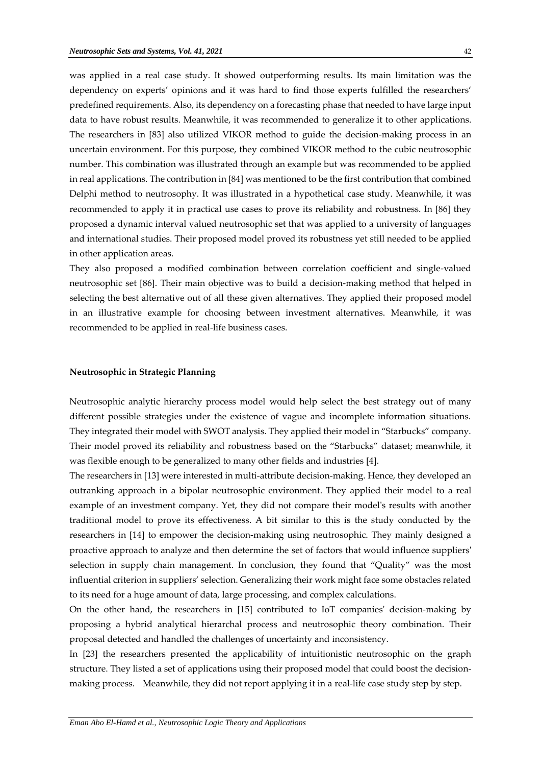was applied in a real case study. It showed outperforming results. Its main limitation was the dependency on experts' opinions and it was hard to find those experts fulfilled the researchers' predefined requirements. Also, its dependency on a forecasting phase that needed to have large input data to have robust results. Meanwhile, it was recommended to generalize it to other applications. The researchers in [83] also utilized VIKOR method to guide the decision-making process in an uncertain environment. For this purpose, they combined VIKOR method to the cubic neutrosophic number. This combination was illustrated through an example but was recommended to be applied in real applications. The contribution in [84] was mentioned to be the first contribution that combined Delphi method to neutrosophy. It was illustrated in a hypothetical case study. Meanwhile, it was recommended to apply it in practical use cases to prove its reliability and robustness. In [86] they proposed a dynamic interval valued neutrosophic set that was applied to a university of languages and international studies. Their proposed model proved its robustness yet still needed to be applied in other application areas.

They also proposed a modified combination between correlation coefficient and single-valued neutrosophic set [86]. Their main objective was to build a decision-making method that helped in selecting the best alternative out of all these given alternatives. They applied their proposed model in an illustrative example for choosing between investment alternatives. Meanwhile, it was recommended to be applied in real-life business cases.

**Neutrosophic in Strategic Planning**

Neutrosophic analytic hierarchy process model would help select the best strategy out of many different possible strategies under the existence of vague and incomplete information situations. They integrated their model with SWOT analysis. They applied their model in "Starbucks" company. Their model proved its reliability and robustness based on the "Starbucks" dataset; meanwhile, it was flexible enough to be generalized to many other fields and industries [4].

The researchers in [13] were interested in multi-attribute decision-making. Hence, they developed an outranking approach in a bipolar neutrosophic environment. They applied their model to a real example of an investment company. Yet, they did not compare their model's results with another traditional model to prove its effectiveness. A bit similar to this is the study conducted by the researchers in [14] to empower the decision-making using neutrosophic. They mainly designed a proactive approach to analyze and then determine the set of factors that would influence suppliers' selection in supply chain management. In conclusion, they found that "Quality" was the most influential criterion in suppliers' selection. Generalizing their work might face some obstacles related to its need for a huge amount of data, large processing, and complex calculations.

On the other hand, the researchers in [15] contributed to IoT companies' decision-making by proposing a hybrid analytical hierarchal process and neutrosophic theory combination. Their proposal detected and handled the challenges of uncertainty and inconsistency.

In [23] the researchers presented the applicability of intuitionistic neutrosophic on the graph structure. They listed a set of applications using their proposed model that could boost the decision-making process. Meanwhile, they did not report applying it in a real-life case study step by step.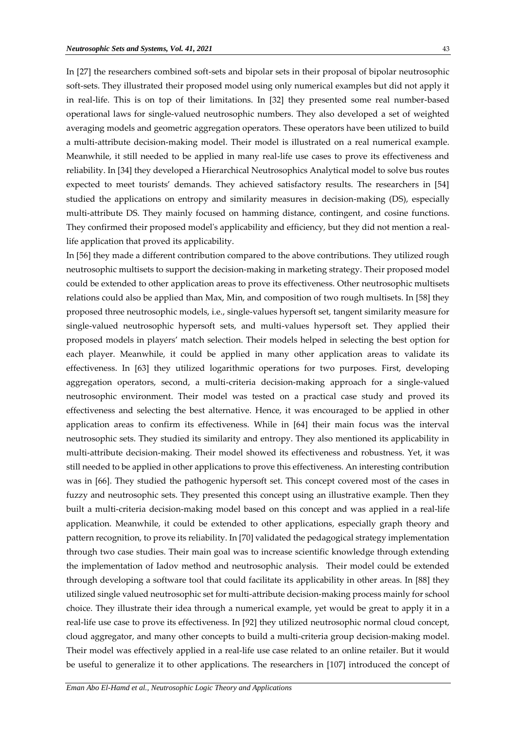In [27] the researchers combined soft-sets and bipolar sets in their proposal of bipolar neutrosophic soft-sets. They illustrated their proposed model using only numerical examples but did not apply it in real-life. This is on top of their limitations. In [32] they presented some real number-based operational laws for single-valued neutrosophic numbers. They also developed a set of weighted averaging models and geometric aggregation operators. These operators have been utilized to build a multi-attribute decision-making model. Their model is illustrated on a real numerical example. Meanwhile, it still needed to be applied in many real-life use cases to prove its effectiveness and reliability. In [34] they developed a Hierarchical Neutrosophics Analytical model to solve bus routes expected to meet tourists' demands. They achieved satisfactory results. The researchers in [54] studied the applications on entropy and similarity measures in decision-making (DS), especially multi-attribute DS. They mainly focused on hamming distance, contingent, and cosine functions. They confirmed their proposed model's applicability and efficiency, but they did not mention a real-life application that proved its applicability.

In [56] they made a different contribution compared to the above contributions. They utilized rough neutrosophic multisets to support the decision-making in marketing strategy. Their proposed model could be extended to other application areas to prove its effectiveness. Other neutrosophic multisets relations could also be applied than Max, Min, and composition of two rough multisets. In [58] they proposed three neutrosophic models, i.e., single-values hypersoft set, tangent similarity measure for single-valued neutrosophic hypersoft sets, and multi-values hypersoft set. They applied their proposed models in players' match selection. Their models helped in selecting the best option for each player. Meanwhile, it could be applied in many other application areas to validate its effectiveness. In [63] they utilized logarithmic operations for two purposes. First, developing aggregation operators, second, a multi-criteria decision-making approach for a single-valued neutrosophic environment. Their model was tested on a practical case study and proved its effectiveness and selecting the best alternative. Hence, it was encouraged to be applied in other application areas to confirm its effectiveness. While in [64] their main focus was the interval neutrosophic sets. They studied its similarity and entropy. They also mentioned its applicability in multi-attribute decision-making. Their model showed its effectiveness and robustness. Yet, it was still needed to be applied in other applications to prove this effectiveness. An interesting contribution was in [66]. They studied the pathogenic hypersoft set. This concept covered most of the cases in fuzzy and neutrosophic sets. They presented this concept using an illustrative example. Then they built a multi-criteria decision-making model based on this concept and was applied in a real-life application. Meanwhile, it could be extended to other applications, especially graph theory and pattern recognition, to prove its reliability. In [70] validated the pedagogical strategy implementation through two case studies. Their main goal was to increase scientific knowledge through extending the implementation of Iadov method and neutrosophic analysis. Their model could be extended through developing a software tool that could facilitate its applicability in other areas. In [88] they utilized single valued neutrosophic set for multi-attribute decision-making process mainly for school choice. They illustrate their idea through a numerical example, yet would be great to apply it in a real-life use case to prove its effectiveness. In [92] they utilized neutrosophic normal cloud concept, cloud aggregator, and many other concepts to build a multi-criteria group decision-making model. Their model was effectively applied in a real-life use case related to an online retailer. But it would be useful to generalize it to other applications. The researchers in [107] introduced the concept of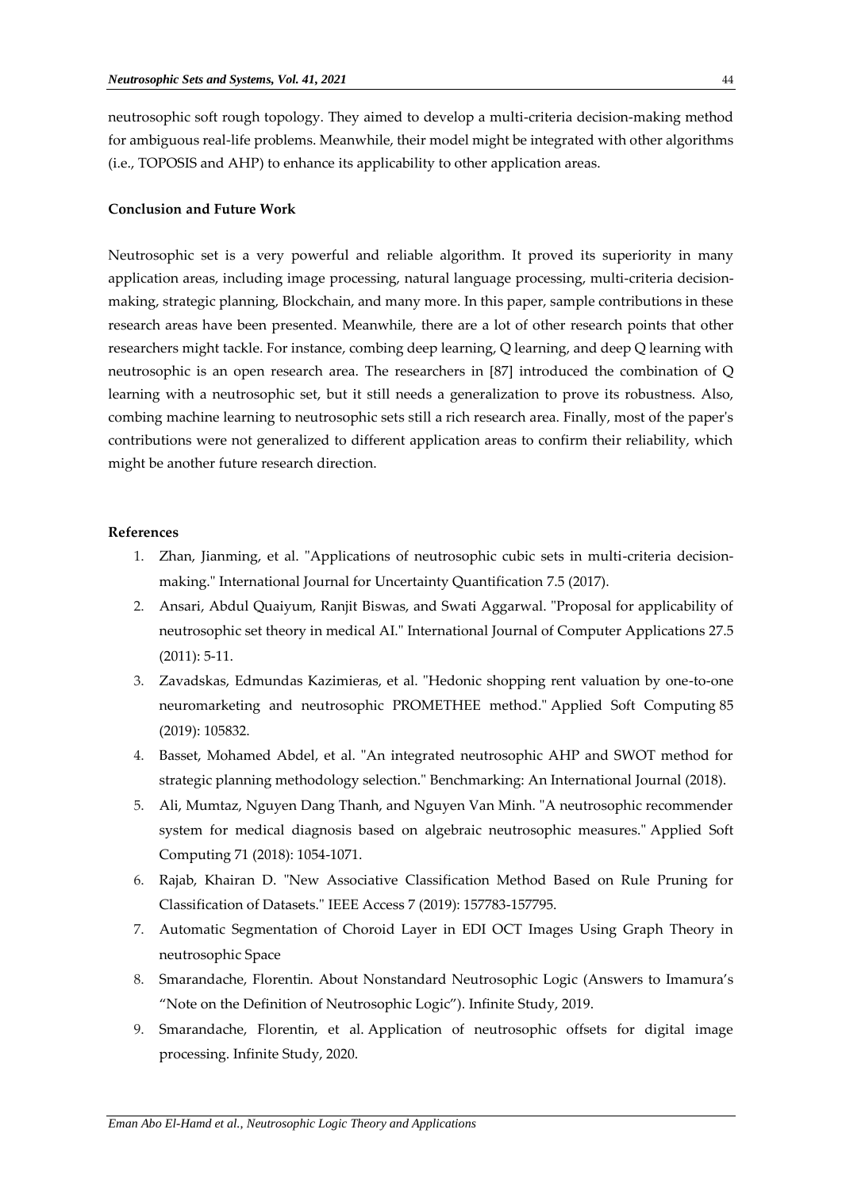neutrosophic soft rough topology. They aimed to develop a multi-criteria decision-making method for ambiguous real-life problems. Meanwhile, their model might be integrated with other algorithms (i.e., TOPOSIS and AHP) to enhance its applicability to other application areas.

**Conclusion and Future Work**

Neutrosophic set is a very powerful and reliable algorithm. It proved its superiority in many application areas, including image processing, natural language processing, multi-criteria decision-making, strategic planning, Blockchain, and many more. In this paper, sample contributions in these research areas have been presented. Meanwhile, there are a lot of other research points that other researchers might tackle. For instance, combing deep learning, Q learning, and deep Q learning with neutrosophic is an open research area. The researchers in [87] introduced the combination of Q learning with a neutrosophic set, but it still needs a generalization to prove its robustness. Also, combing machine learning to neutrosophic sets still a rich research area. Finally, most of the paper's contributions were not generalized to different application areas to confirm their reliability, which might be another future research direction.

**References**

1. Zhan, Jianming, et al. "Applications of neutrosophic cubic sets in multi-criteria decision-making." International Journal for Uncertainty Quantification 7.5 (2017).
2. Ansari, Abdul Quaiyum, Ranjit Biswas, and Swati Aggarwal. "Proposal for applicability of neutrosophic set theory in medical AI." International Journal of Computer Applications 27.5 (2011): 5-11.
3. Zavadskas, Edmundas Kazimieras, et al. "Hedonic shopping rent valuation by one-to-one neuromarketing and neutrosophic PROMETHEE method." Applied Soft Computing 85 (2019): 105832.
4. Basset, Mohamed Abdel, et al. "An integrated neutrosophic AHP and SWOT method for strategic planning methodology selection." Benchmarking: An International Journal (2018).
5. Ali, Mumtaz, Nguyen Dang Thanh, and Nguyen Van Minh. "A neutrosophic recommender system for medical diagnosis based on algebraic neutrosophic measures." Applied Soft Computing 71 (2018): 1054-1071.
6. Rajab, Khairan D. "New Associative Classification Method Based on Rule Pruning for Classification of Datasets." IEEE Access 7 (2019): 157783-157795.
7. Automatic Segmentation of Choroid Layer in EDI OCT Images Using Graph Theory in neutrosophic Space
8. Smarandache, Florentin. About Nonstandard Neutrosophic Logic (Answers to Imamura's "Note on the Definition of Neutrosophic Logic"). Infinite Study, 2019.
9. Smarandache, Florentin, et al. Application of neutrosophic offsets for digital image processing. Infinite Study, 2020.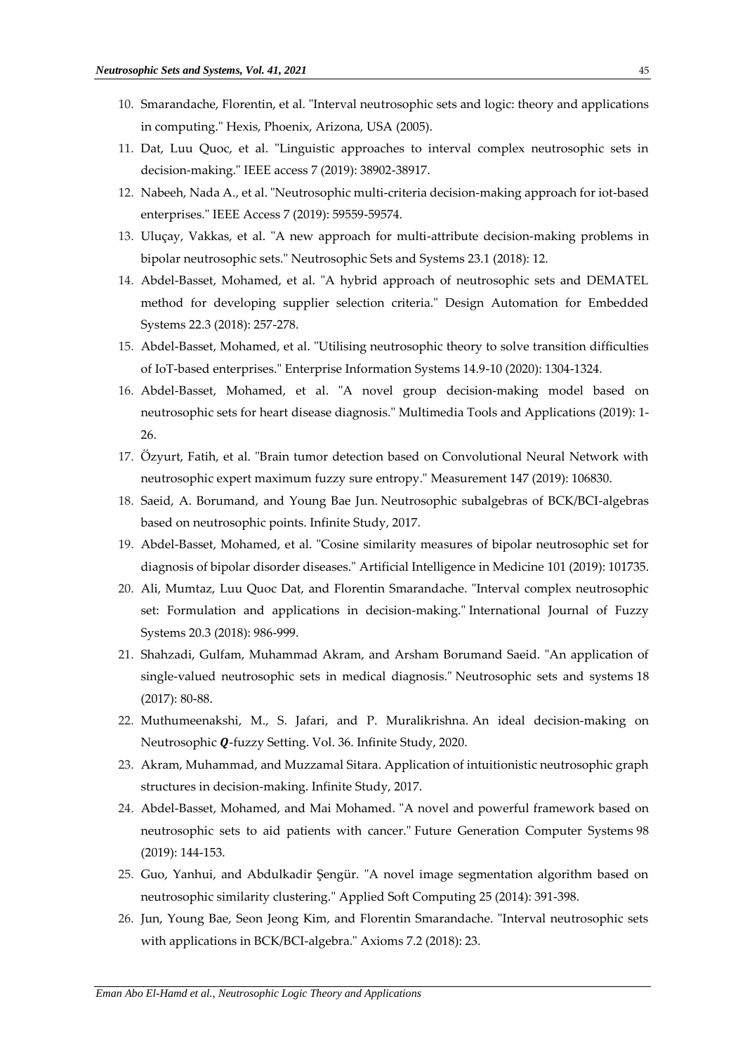10. Smarandache, Florentin, et al. "Interval neutrosophic sets and logic: theory and applications in computing." Hexis, Phoenix, Arizona, USA (2005).
11. Dat, Luu Quoc, et al. "Linguistic approaches to interval complex neutrosophic sets in decision-making." IEEE access 7 (2019): 38902-38917.
12. Nabeeh, Nada A., et al. "Neutrosophic multi-criteria decision-making approach for iot-based enterprises." IEEE Access 7 (2019): 59559-59574.
13. Uluçay, Vakkas, et al. "A new approach for multi-attribute decision-making problems in bipolar neutrosophic sets." Neutrosophic Sets and Systems 23.1 (2018): 12.
14. Abdel-Basset, Mohamed, et al. "A hybrid approach of neutrosophic sets and DEMATEL method for developing supplier selection criteria." Design Automation for Embedded Systems 22.3 (2018): 257-278.
15. Abdel-Basset, Mohamed, et al. "Utilising neutrosophic theory to solve transition difficulties of IoT-based enterprises." Enterprise Information Systems 14.9-10 (2020): 1304-1324.
16. Abdel-Basset, Mohamed, et al. "A novel group decision-making model based on neutrosophic sets for heart disease diagnosis." Multimedia Tools and Applications (2019): 1-26.
17. Özyurt, Fatih, et al. "Brain tumor detection based on Convolutional Neural Network with neutrosophic expert maximum fuzzy sure entropy." Measurement 147 (2019): 106830.
18. Saeid, A. Borumand, and Young Bae Jun. Neutrosophic subalgebras of BCK/BCI-algebras based on neutrosophic points. Infinite Study, 2017.
19. Abdel-Basset, Mohamed, et al. "Cosine similarity measures of bipolar neutrosophic set for diagnosis of bipolar disorder diseases." Artificial Intelligence in Medicine 101 (2019): 101735.
20. Ali, Mumtaz, Luu Quoc Dat, and Florentin Smarandache. "Interval complex neutrosophic set: Formulation and applications in decision-making." International Journal of Fuzzy Systems 20.3 (2018): 986-999.
21. Shahzadi, Gulfam, Muhammad Akram, and Arsham Borumand Saeid. "An application of single-valued neutrosophic sets in medical diagnosis." Neutrosophic sets and systems 18 (2017): 80-88.
22. Muthumeenakshi, M., S. Jafari, and P. Muralikrishna. An ideal decision-making on Neutrosophic $\boldsymbol{Q}$-fuzzy Setting. Vol. 36. Infinite Study, 2020.
23. Akram, Muhammad, and Muzzamal Sitara. Application of intuitionistic neutrosophic graph structures in decision-making. Infinite Study, 2017.
24. Abdel-Basset, Mohamed, and Mai Mohamed. "A novel and powerful framework based on neutrosophic sets to aid patients with cancer." Future Generation Computer Systems 98 (2019): 144-153.
25. Guo, Yanhui, and Abdulkadir Şengür. "A novel image segmentation algorithm based on neutrosophic similarity clustering." Applied Soft Computing 25 (2014): 391-398.
26. Jun, Young Bae, Seon Jeong Kim, and Florentin Smarandache. "Interval neutrosophic sets with applications in BCK/BCI-algebra." Axioms 7.2 (2018): 23.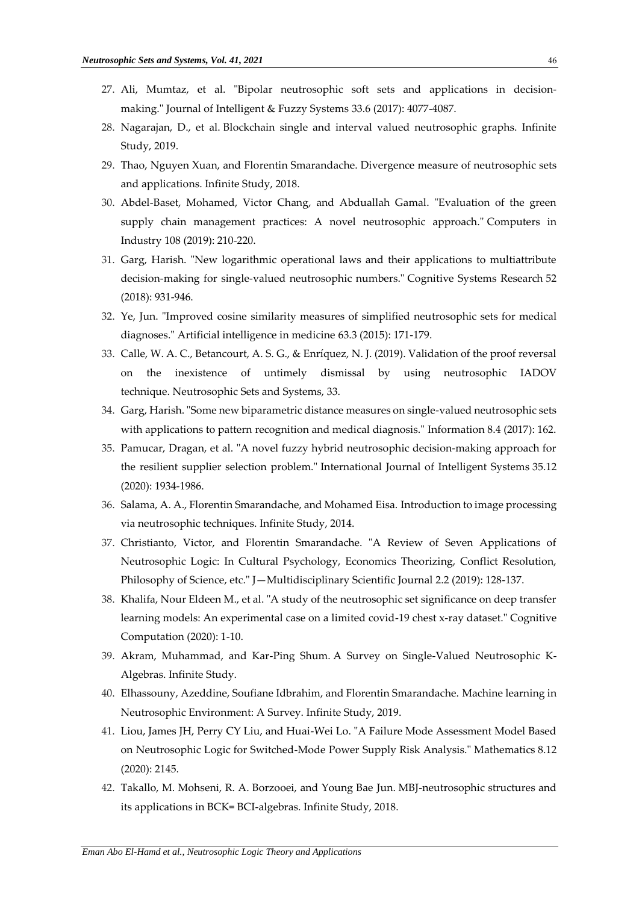27. Ali, Mumtaz, et al. "Bipolar neutrosophic soft sets and applications in decision-making." Journal of Intelligent & Fuzzy Systems 33.6 (2017): 4077-4087.
28. Nagarajan, D., et al. Blockchain single and interval valued neutrosophic graphs. Infinite Study, 2019.
29. Thao, Nguyen Xuan, and Florentin Smarandache. Divergence measure of neutrosophic sets and applications. Infinite Study, 2018.
30. Abdel-Baset, Mohamed, Victor Chang, and Abduallah Gamal. "Evaluation of the green supply chain management practices: A novel neutrosophic approach." Computers in Industry 108 (2019): 210-220.
31. Garg, Harish. "New logarithmic operational laws and their applications to multiattribute decision-making for single-valued neutrosophic numbers." Cognitive Systems Research 52 (2018): 931-946.
32. Ye, Jun. "Improved cosine similarity measures of simplified neutrosophic sets for medical diagnoses." Artificial intelligence in medicine 63.3 (2015): 171-179.
33. Calle, W. A. C., Betancourt, A. S. G., & Enríquez, N. J. (2019). Validation of the proof reversal on the inexistence of untimely dismissal by using neutrosophic IADOV technique. Neutrosophic Sets and Systems, 33.
34. Garg, Harish. "Some new biparametric distance measures on single-valued neutrosophic sets with applications to pattern recognition and medical diagnosis." Information 8.4 (2017): 162.
35. Pamucar, Dragan, et al. "A novel fuzzy hybrid neutrosophic decision-making approach for the resilient supplier selection problem." International Journal of Intelligent Systems 35.12 (2020): 1934-1986.
36. Salama, A. A., Florentin Smarandache, and Mohamed Eisa. Introduction to image processing via neutrosophic techniques. Infinite Study, 2014.
37. Christianto, Victor, and Florentin Smarandache. "A Review of Seven Applications of Neutrosophic Logic: In Cultural Psychology, Economics Theorizing, Conflict Resolution, Philosophy of Science, etc." J—Multidisciplinary Scientific Journal 2.2 (2019): 128-137.
38. Khalifa, Nour Eldeen M., et al. "A study of the neutrosophic set significance on deep transfer learning models: An experimental case on a limited covid-19 chest x-ray dataset." Cognitive Computation (2020): 1-10.
39. Akram, Muhammad, and Kar-Ping Shum. A Survey on Single-Valued Neutrosophic K-Algebras. Infinite Study.
40. Elhassouny, Azeddine, Soufiane Idbrahim, and Florentin Smarandache. Machine learning in Neutrosophic Environment: A Survey. Infinite Study, 2019.
41. Liou, James JH, Perry CY Liu, and Huai-Wei Lo. "A Failure Mode Assessment Model Based on Neutrosophic Logic for Switched-Mode Power Supply Risk Analysis." Mathematics 8.12 (2020): 2145.
42. Takallo, M. Mohseni, R. A. Borzooei, and Young Bae Jun. MBJ-neutrosophic structures and its applications in BCK= BCI-algebras. Infinite Study, 2018.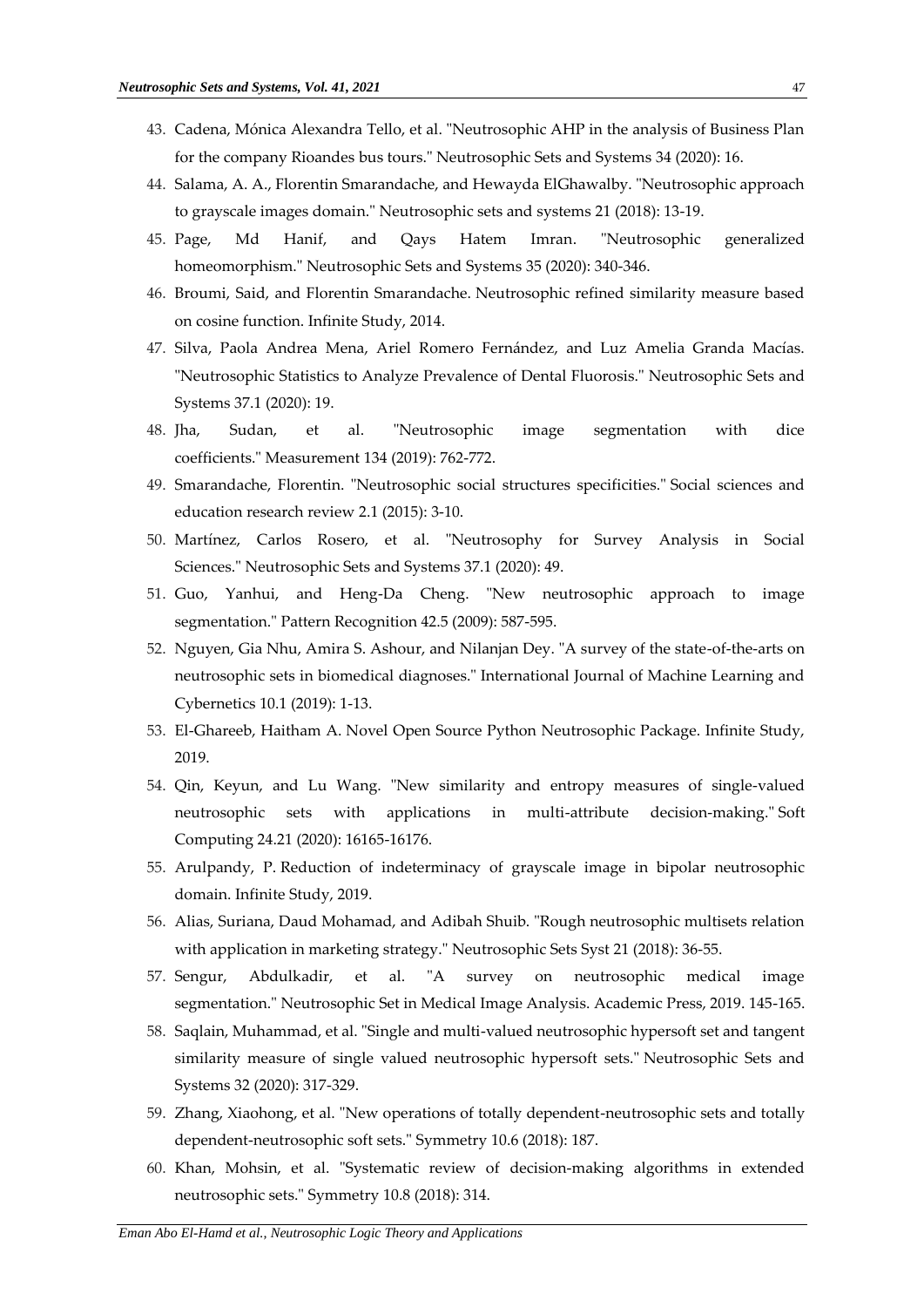43. Cadena, Mónica Alexandra Tello, et al. "Neutrosophic AHP in the analysis of Business Plan for the company Rioandes bus tours." Neutrosophic Sets and Systems 34 (2020): 16.
44. Salama, A. A., Florentin Smarandache, and Hewayda ElGhawalby. "Neutrosophic approach to grayscale images domain." Neutrosophic sets and systems 21 (2018): 13-19.
45. Page, Md Hanif, and Qays Hatem Imran. "Neutrosophic generalized homeomorphism." Neutrosophic Sets and Systems 35 (2020): 340-346.
46. Broumi, Said, and Florentin Smarandache. Neutrosophic refined similarity measure based on cosine function. Infinite Study, 2014.
47. Silva, Paola Andrea Mena, Ariel Romero Fernández, and Luz Amelia Granda Macías. "Neutrosophic Statistics to Analyze Prevalence of Dental Fluorosis." Neutrosophic Sets and Systems 37.1 (2020): 19.
48. Jha, Sudan, et al. "Neutrosophic image segmentation with dice coefficients." Measurement 134 (2019): 762-772.
49. Smarandache, Florentin. "Neutrosophic social structures specificities." Social sciences and education research review 2.1 (2015): 3-10.
50. Martínez, Carlos Rosero, et al. "Neutrosophy for Survey Analysis in Social Sciences." Neutrosophic Sets and Systems 37.1 (2020): 49.
51. Guo, Yanhui, and Heng-Da Cheng. "New neutrosophic approach to image segmentation." Pattern Recognition 42.5 (2009): 587-595.
52. Nguyen, Gia Nhu, Amira S. Ashour, and Nilanjan Dey. "A survey of the state-of-the-arts on neutrosophic sets in biomedical diagnoses." International Journal of Machine Learning and Cybernetics 10.1 (2019): 1-13.
53. El-Ghareeb, Haitham A. Novel Open Source Python Neutrosophic Package. Infinite Study, 2019.
54. Qin, Keyun, and Lu Wang. "New similarity and entropy measures of single-valued neutrosophic sets with applications in multi-attribute decision-making." Soft Computing 24.21 (2020): 16165-16176.
55. Arulpandy, P. Reduction of indeterminacy of grayscale image in bipolar neutrosophic domain. Infinite Study, 2019.
56. Alias, Suriana, Daud Mohamad, and Adibah Shuib. "Rough neutrosophic multisets relation with application in marketing strategy." Neutrosophic Sets Syst 21 (2018): 36-55.
57. Sengur, Abdulkadir, et al. "A survey on neutrosophic medical image segmentation." Neutrosophic Set in Medical Image Analysis. Academic Press, 2019. 145-165.
58. Saqlain, Muhammad, et al. "Single and multi-valued neutrosophic hypersoft set and tangent similarity measure of single valued neutrosophic hypersoft sets." Neutrosophic Sets and Systems 32 (2020): 317-329.
59. Zhang, Xiaohong, et al. "New operations of totally dependent-neutrosophic sets and totally dependent-neutrosophic soft sets." Symmetry 10.6 (2018): 187.
60. Khan, Mohsin, et al. "Systematic review of decision-making algorithms in extended neutrosophic sets." Symmetry 10.8 (2018): 314.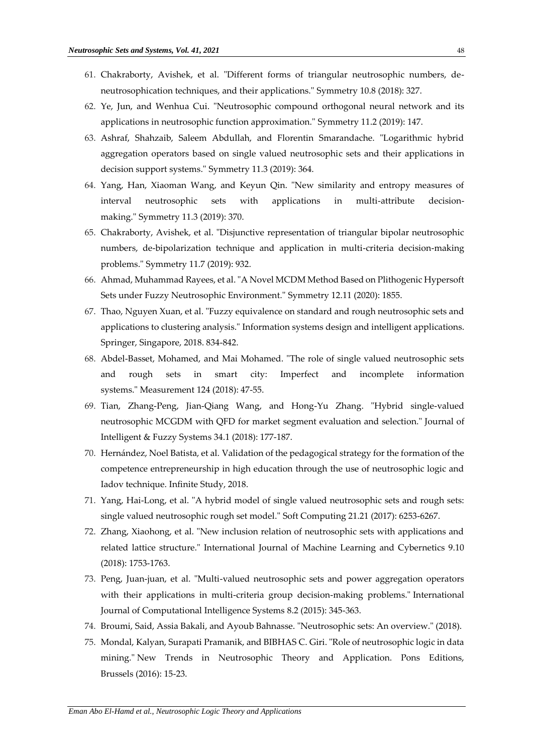61. Chakraborty, Avishek, et al. "Different forms of triangular neutrosophic numbers, de-neutrosophication techniques, and their applications." Symmetry 10.8 (2018): 327.
62. Ye, Jun, and Wenhua Cui. "Neutrosophic compound orthogonal neural network and its applications in neutrosophic function approximation." Symmetry 11.2 (2019): 147.
63. Ashraf, Shahzaib, Saleem Abdullah, and Florentin Smarandache. "Logarithmic hybrid aggregation operators based on single valued neutrosophic sets and their applications in decision support systems." Symmetry 11.3 (2019): 364.
64. Yang, Han, Xiaoman Wang, and Keyun Qin. "New similarity and entropy measures of interval neutrosophic sets with applications in multi-attribute decision-making." Symmetry 11.3 (2019): 370.
65. Chakraborty, Avishek, et al. "Disjunctive representation of triangular bipolar neutrosophic numbers, de-bipolarization technique and application in multi-criteria decision-making problems." Symmetry 11.7 (2019): 932.
66. Ahmad, Muhammad Rayees, et al. "A Novel MCDM Method Based on Plithogenic Hypersoft Sets under Fuzzy Neutrosophic Environment." Symmetry 12.11 (2020): 1855.
67. Thao, Nguyen Xuan, et al. "Fuzzy equivalence on standard and rough neutrosophic sets and applications to clustering analysis." Information systems design and intelligent applications. Springer, Singapore, 2018. 834-842.
68. Abdel-Basset, Mohamed, and Mai Mohamed. "The role of single valued neutrosophic sets and rough sets in smart city: Imperfect and incomplete information systems." Measurement 124 (2018): 47-55.
69. Tian, Zhang-Peng, Jian-Qiang Wang, and Hong-Yu Zhang. "Hybrid single-valued neutrosophic MCGDM with QFD for market segment evaluation and selection." Journal of Intelligent & Fuzzy Systems 34.1 (2018): 177-187.
70. Hernández, Noel Batista, et al. Validation of the pedagogical strategy for the formation of the competence entrepreneurship in high education through the use of neutrosophic logic and Iadov technique. Infinite Study, 2018.
71. Yang, Hai-Long, et al. "A hybrid model of single valued neutrosophic sets and rough sets: single valued neutrosophic rough set model." Soft Computing 21.21 (2017): 6253-6267.
72. Zhang, Xiaohong, et al. "New inclusion relation of neutrosophic sets with applications and related lattice structure." International Journal of Machine Learning and Cybernetics 9.10 (2018): 1753-1763.
73. Peng, Juan-juan, et al. "Multi-valued neutrosophic sets and power aggregation operators with their applications in multi-criteria group decision-making problems." International Journal of Computational Intelligence Systems 8.2 (2015): 345-363.
74. Broumi, Said, Assia Bakali, and Ayoub Bahnasse. "Neutrosophic sets: An overview." (2018).
75. Mondal, Kalyan, Surapati Pramanik, and BIBHAS C. Giri. "Role of neutrosophic logic in data mining." New Trends in Neutrosophic Theory and Application. Pons Editions, Brussels (2016): 15-23.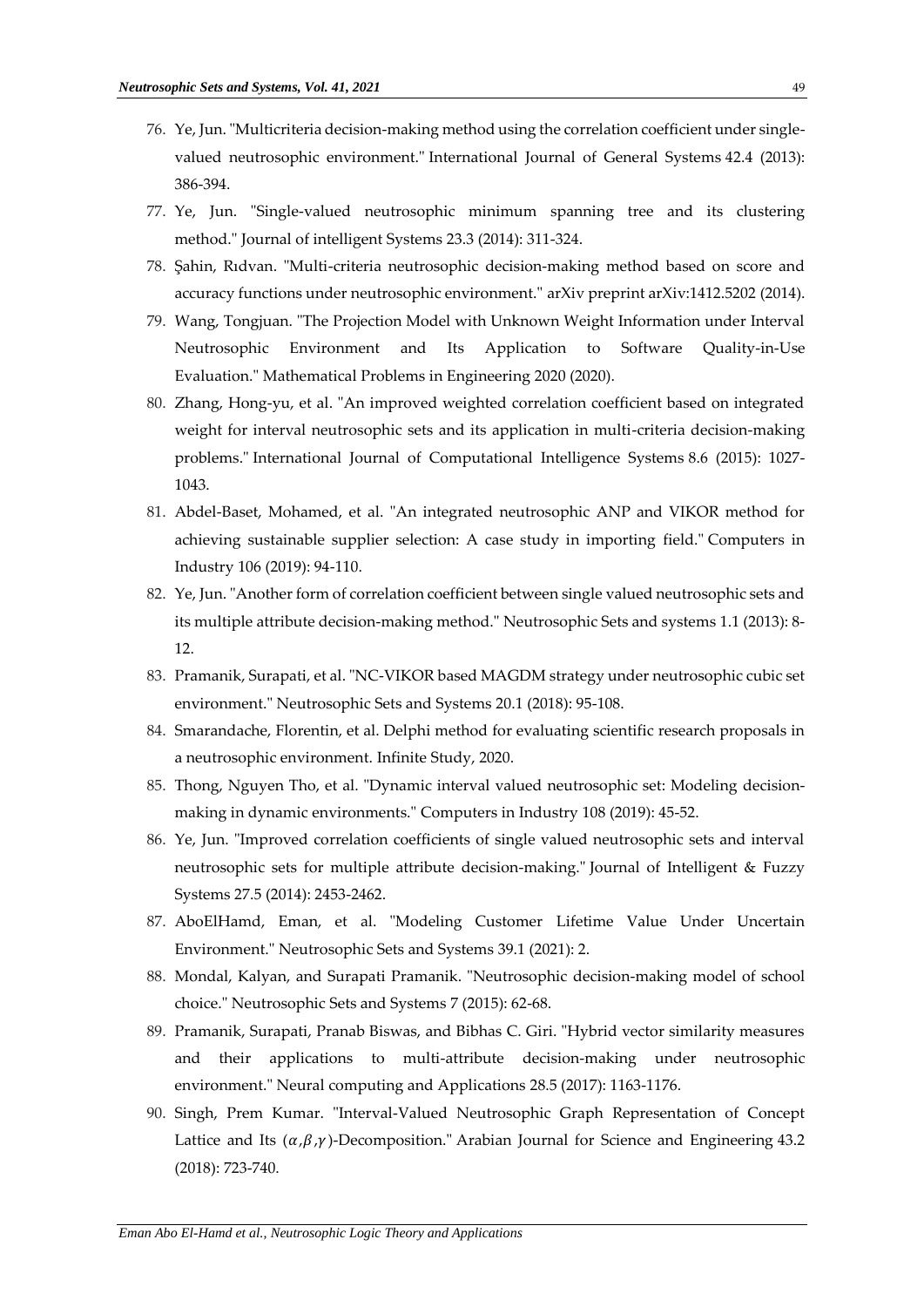76. Ye, Jun. "Multicriteria decision-making method using the correlation coefficient under single-valued neutrosophic environment." International Journal of General Systems 42.4 (2013): 386-394.
77. Ye, Jun. "Single-valued neutrosophic minimum spanning tree and its clustering method." Journal of intelligent Systems 23.3 (2014): 311-324.
78. Şahin, Rıdvan. "Multi-criteria neutrosophic decision-making method based on score and accuracy functions under neutrosophic environment." arXiv preprint arXiv:1412.5202 (2014).
79. Wang, Tongjuan. "The Projection Model with Unknown Weight Information under Interval Neutrosophic Environment and Its Application to Software Quality-in-Use Evaluation." Mathematical Problems in Engineering 2020 (2020).
80. Zhang, Hong-yu, et al. "An improved weighted correlation coefficient based on integrated weight for interval neutrosophic sets and its application in multi-criteria decision-making problems." International Journal of Computational Intelligence Systems 8.6 (2015): 1027-1043.
81. Abdel-Baset, Mohamed, et al. "An integrated neutrosophic ANP and VIKOR method for achieving sustainable supplier selection: A case study in importing field." Computers in Industry 106 (2019): 94-110.
82. Ye, Jun. "Another form of correlation coefficient between single valued neutrosophic sets and its multiple attribute decision-making method." Neutrosophic Sets and systems 1.1 (2013): 8-12.
83. Pramanik, Surapati, et al. "NC-VIKOR based MAGDM strategy under neutrosophic cubic set environment." Neutrosophic Sets and Systems 20.1 (2018): 95-108.
84. Smarandache, Florentin, et al. Delphi method for evaluating scientific research proposals in a neutrosophic environment. Infinite Study, 2020.
85. Thong, Nguyen Tho, et al. "Dynamic interval valued neutrosophic set: Modeling decision-making in dynamic environments." Computers in Industry 108 (2019): 45-52.
86. Ye, Jun. "Improved correlation coefficients of single valued neutrosophic sets and interval neutrosophic sets for multiple attribute decision-making." Journal of Intelligent & Fuzzy Systems 27.5 (2014): 2453-2462.
87. AboElHamd, Eman, et al. "Modeling Customer Lifetime Value Under Uncertain Environment." Neutrosophic Sets and Systems 39.1 (2021): 2.
88. Mondal, Kalyan, and Surapati Pramanik. "Neutrosophic decision-making model of school choice." Neutrosophic Sets and Systems 7 (2015): 62-68.
89. Pramanik, Surapati, Pranab Biswas, and Bibhas C. Giri. "Hybrid vector similarity measures and their applications to multi-attribute decision-making under neutrosophic environment." Neural computing and Applications 28.5 (2017): 1163-1176.
90. Singh, Prem Kumar. "Interval-Valued Neutrosophic Graph Representation of Concept Lattice and Its $(\alpha,\beta,\gamma)$-Decomposition." Arabian Journal for Science and Engineering 43.2 (2018): 723-740.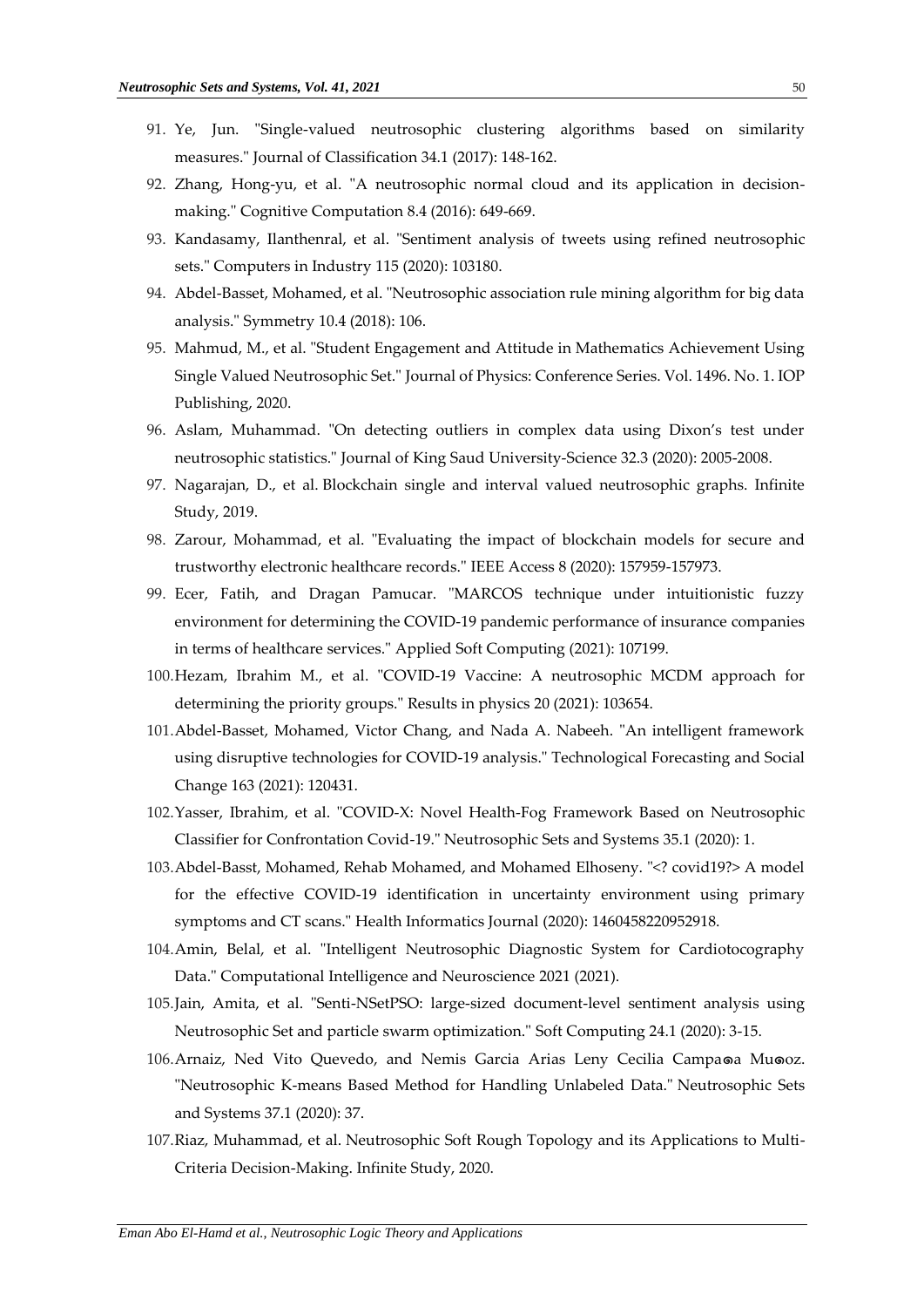91. Ye, Jun. "Single-valued neutrosophic clustering algorithms based on similarity measures." Journal of Classification 34.1 (2017): 148-162.
92. Zhang, Hong-yu, et al. "A neutrosophic normal cloud and its application in decision-making." Cognitive Computation 8.4 (2016): 649-669.
93. Kandasamy, Ilanthenral, et al. "Sentiment analysis of tweets using refined neutrosophic sets." Computers in Industry 115 (2020): 103180.
94. Abdel-Basset, Mohamed, et al. "Neutrosophic association rule mining algorithm for big data analysis." Symmetry 10.4 (2018): 106.
95. Mahmud, M., et al. "Student Engagement and Attitude in Mathematics Achievement Using Single Valued Neutrosophic Set." Journal of Physics: Conference Series. Vol. 1496. No. 1. IOP Publishing, 2020.
96. Aslam, Muhammad. "On detecting outliers in complex data using Dixon's test under neutrosophic statistics." Journal of King Saud University-Science 32.3 (2020): 2005-2008.
97. Nagarajan, D., et al. Blockchain single and interval valued neutrosophic graphs. Infinite Study, 2019.
98. Zarour, Mohammad, et al. "Evaluating the impact of blockchain models for secure and trustworthy electronic healthcare records." IEEE Access 8 (2020): 157959-157973.
99. Ecer, Fatih, and Dragan Pamucar. "MARCOS technique under intuitionistic fuzzy environment for determining the COVID-19 pandemic performance of insurance companies in terms of healthcare services." Applied Soft Computing (2021): 107199.
100. Hezam, Ibrahim M., et al. "COVID-19 Vaccine: A neutrosophic MCDM approach for determining the priority groups." Results in physics 20 (2021): 103654.
101. Abdel-Basset, Mohamed, Victor Chang, and Nada A. Nabeeh. "An intelligent framework using disruptive technologies for COVID-19 analysis." Technological Forecasting and Social Change 163 (2021): 120431.
102. Yasser, Ibrahim, et al. "COVID-X: Novel Health-Fog Framework Based on Neutrosophic Classifier for Confrontation Covid-19." Neutrosophic Sets and Systems 35.1 (2020): 1.
103. Abdel-Basst, Mohamed, Rehab Mohamed, and Mohamed Elhoseny. "<? covid19?> A model for the effective COVID-19 identification in uncertainty environment using primary symptoms and CT scans." Health Informatics Journal (2020): 1460458220952918.
104. Amin, Belal, et al. "Intelligent Neutrosophic Diagnostic System for Cardiotocography Data." Computational Intelligence and Neuroscience 2021 (2021).
105. Jain, Amita, et al. "Senti-NSetPSO: large-sized document-level sentiment analysis using Neutrosophic Set and particle swarm optimization." Soft Computing 24.1 (2020): 3-15.
106. Arnaiz, Ned Vito Quevedo, and Nemis Garcia Arias Leny Cecilia Campaña Muñoz. "Neutrosophic K-means Based Method for Handling Unlabeled Data." Neutrosophic Sets and Systems 37.1 (2020): 37.
107. Riaz, Muhammad, et al. Neutrosophic Soft Rough Topology and its Applications to Multi-Criteria Decision-Making. Infinite Study, 2020.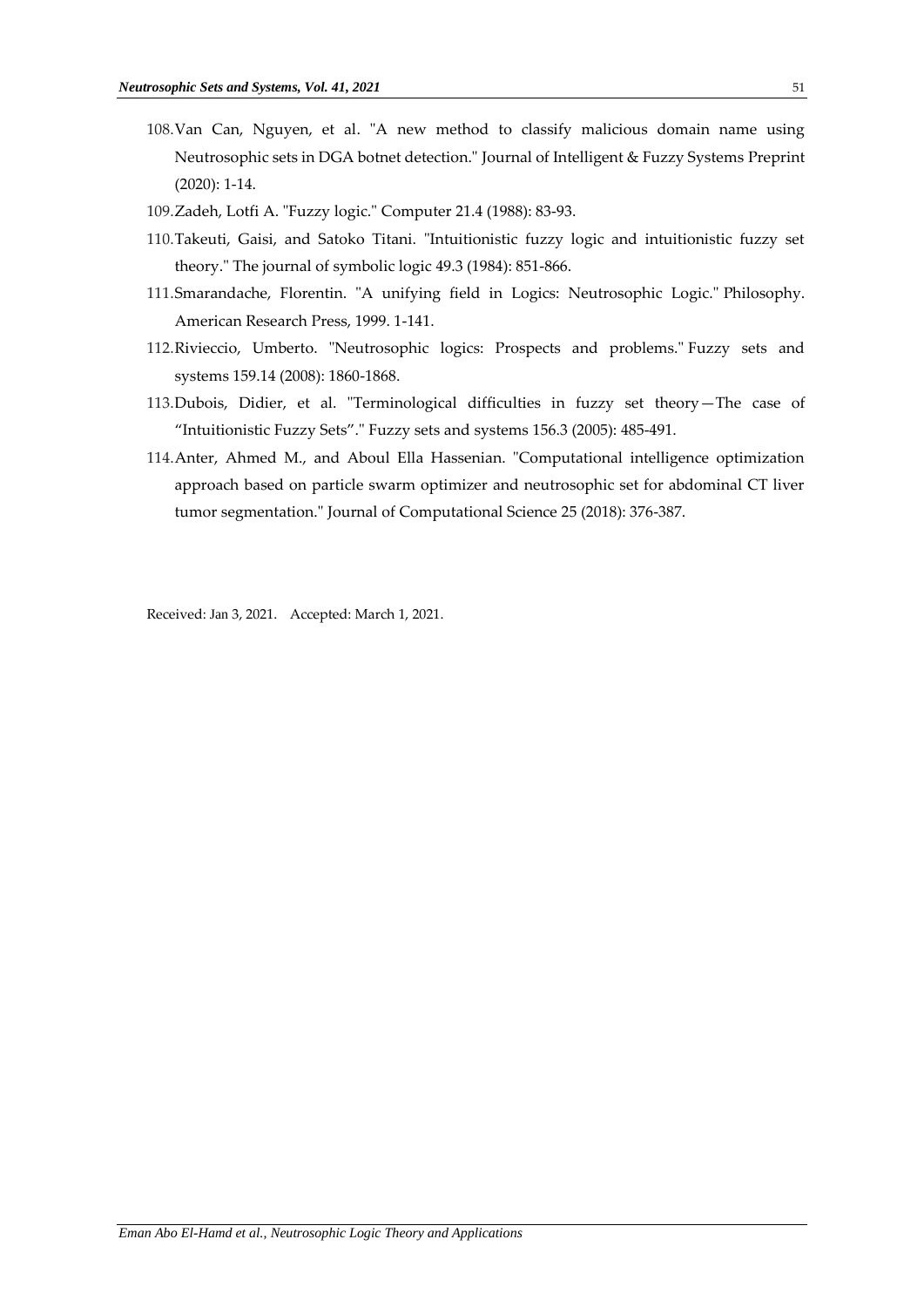108. Van Can, Nguyen, et al. "A new method to classify malicious domain name using Neutrosophic sets in DGA botnet detection." Journal of Intelligent & Fuzzy Systems Preprint (2020): 1-14.
109. Zadeh, Lotfi A. "Fuzzy logic." Computer 21.4 (1988): 83-93.
110. Takeuti, Gaisi, and Satoko Titani. "Intuitionistic fuzzy logic and intuitionistic fuzzy set theory." The journal of symbolic logic 49.3 (1984): 851-866.
111. Smarandache, Florentin. "A unifying field in Logics: Neutrosophic Logic." Philosophy. American Research Press, 1999. 1-141.
112. Rivieccio, Umberto. "Neutrosophic logics: Prospects and problems." Fuzzy sets and systems 159.14 (2008): 1860-1868.
113. Dubois, Didier, et al. "Terminological difficulties in fuzzy set theory—The case of "Intuitionistic Fuzzy Sets"." Fuzzy sets and systems 156.3 (2005): 485-491.
114. Anter, Ahmed M., and Aboul Ella Hassenian. "Computational intelligence optimization approach based on particle swarm optimizer and neutrosophic set for abdominal CT liver tumor segmentation." Journal of Computational Science 25 (2018): 376-387.

Received: Jan 3, 2021. Accepted: March 1, 2021.